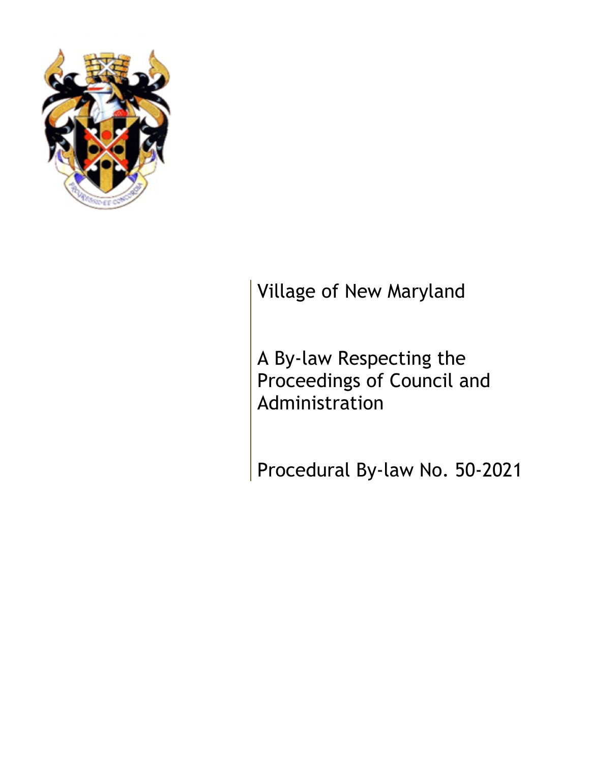Village of New Maryland

# A By-law Respecting the Proceedings of Council and Administration

Procedural By-law No. 50-2021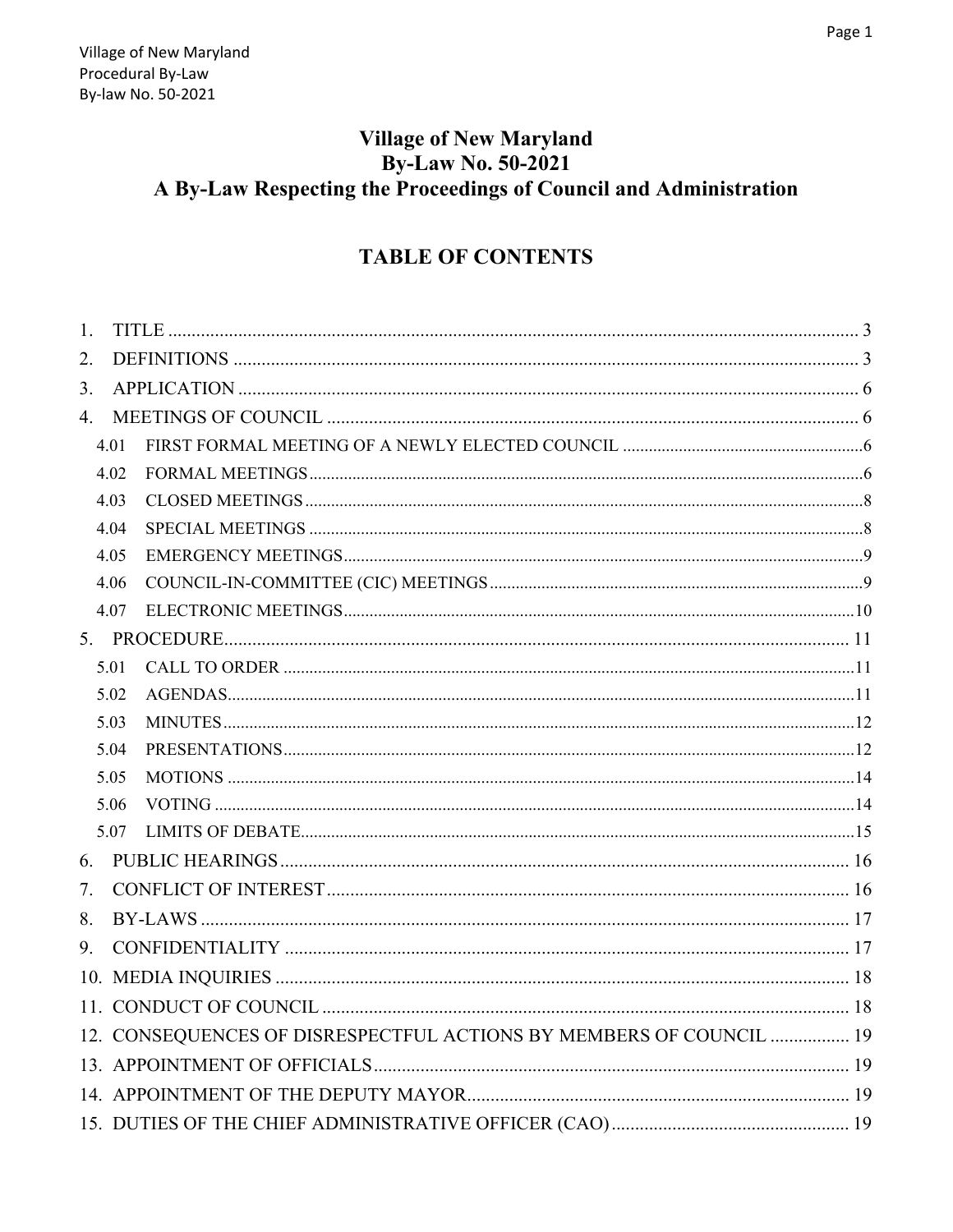# Village of New Maryland
# By-Law No. 50-2021
# A By-Law Respecting the Proceedings of Council and Administration

## TABLE OF CONTENTS

1. TITLE ........................................................ 3
2. DEFINITIONS ........................................................ 3
3. APPLICATION ........................................................ 6
4. MEETINGS OF COUNCIL ........................................................ 6
   - 4.01 FIRST FORMAL MEETING OF A NEWLY ELECTED COUNCIL ........................................................ 6
   - 4.02 FORMAL MEETINGS ........................................................ 6
   - 4.03 CLOSED MEETINGS ........................................................ 8
   - 4.04 SPECIAL MEETINGS ........................................................ 8
   - 4.05 EMERGENCY MEETINGS ........................................................ 9
   - 4.06 COUNCIL-IN-COMMITTEE (CIC) MEETINGS ........................................................ 9
   - 4.07 ELECTRONIC MEETINGS ........................................................ 10
5. PROCEDURE ........................................................ 11
   - 5.01 CALL TO ORDER ........................................................ 11
   - 5.02 AGENDAS ........................................................ 11
   - 5.03 MINUTES ........................................................ 12
   - 5.04 PRESENTATIONS ........................................................ 12
   - 5.05 MOTIONS ........................................................ 14
   - 5.06 VOTING ........................................................ 14
   - 5.07 LIMITS OF DEBATE ........................................................ 15
6. PUBLIC HEARINGS ........................................................ 16
7. CONFLICT OF INTEREST ........................................................ 16
8. BY-LAWS ........................................................ 17
9. CONFIDENTIALITY ........................................................ 17
10. MEDIA INQUIRIES ........................................................ 18
11. CONDUCT OF COUNCIL ........................................................ 18
12. CONSEQUENCES OF DISRESPECTFUL ACTIONS BY MEMBERS OF COUNCIL ........................................................ 19
13. APPOINTMENT OF OFFICIALS ........................................................ 19
14. APPOINTMENT OF THE DEPUTY MAYOR ........................................................ 19
15. DUTIES OF THE CHIEF ADMINISTRATIVE OFFICER (CAO) ........................................................ 19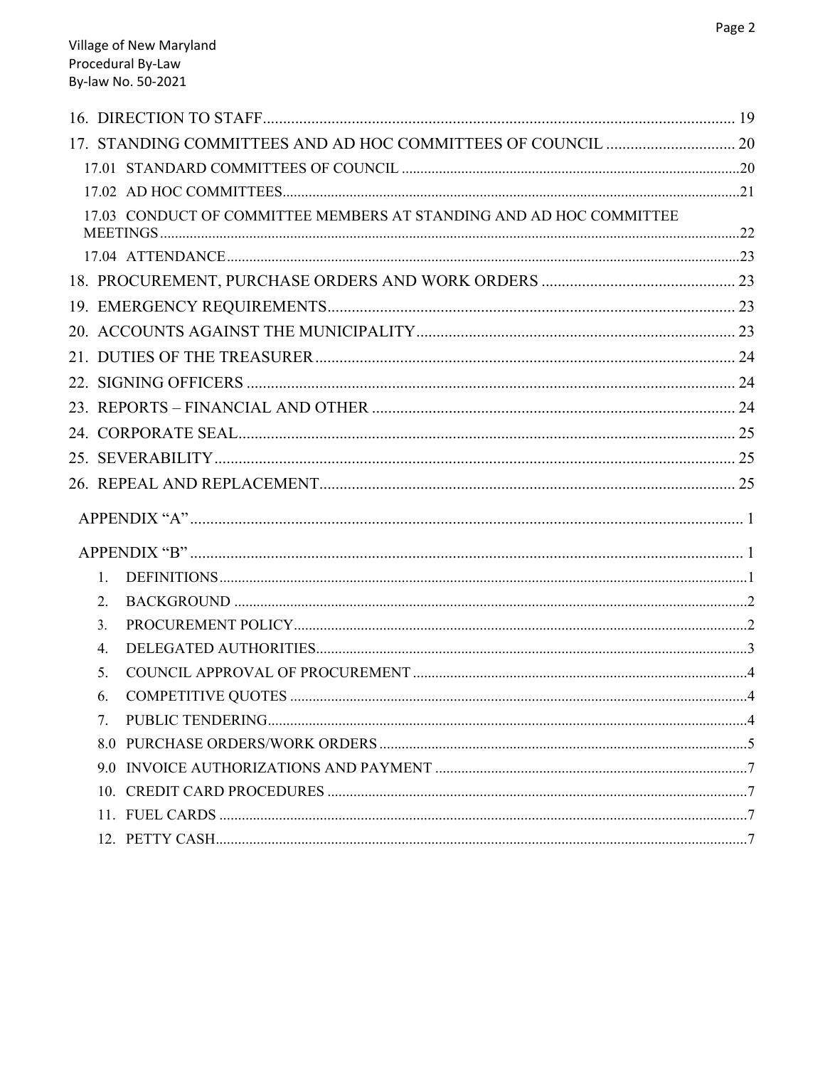16. DIRECTION TO STAFF .................................................... 19
17. STANDING COMMITTEES AND AD HOC COMMITTEES OF COUNCIL ................................ 20
    - 17.01 STANDARD COMMITTEES OF COUNCIL .................................................... 20
    - 17.02 AD HOC COMMITTEES .................................................... 21
    - 17.03 CONDUCT OF COMMITTEE MEMBERS AT STANDING AND AD HOC COMMITTEE MEETINGS .................................................... 22
    - 17.04 ATTENDANCE .................................................... 23
18. PROCUREMENT, PURCHASE ORDERS AND WORK ORDERS ................................ 23
19. EMERGENCY REQUIREMENTS .................................................... 23
20. ACCOUNTS AGAINST THE MUNICIPALITY .................................................... 23
21. DUTIES OF THE TREASURER .................................................... 24
22. SIGNING OFFICERS .................................................... 24
23. REPORTS – FINANCIAL AND OTHER .................................................... 24
24. CORPORATE SEAL .................................................... 25
25. SEVERABILITY .................................................... 25
26. REPEAL AND REPLACEMENT .................................................... 25

APPENDIX "A" .................................................... 1

APPENDIX "B" .................................................... 1

1. DEFINITIONS .................................................... 1
2. BACKGROUND .................................................... 2
3. PROCUREMENT POLICY .................................................... 2
4. DELEGATED AUTHORITIES .................................................... 3
5. COUNCIL APPROVAL OF PROCUREMENT .................................................... 4
6. COMPETITIVE QUOTES .................................................... 4
7. PUBLIC TENDERING .................................................... 4

8.0 PURCHASE ORDERS/WORK ORDERS .................................................... 5

9.0 INVOICE AUTHORIZATIONS AND PAYMENT .................................................... 7

10. CREDIT CARD PROCEDURES .................................................... 7

11. FUEL CARDS .................................................... 7

12. PETTY CASH .................................................... 7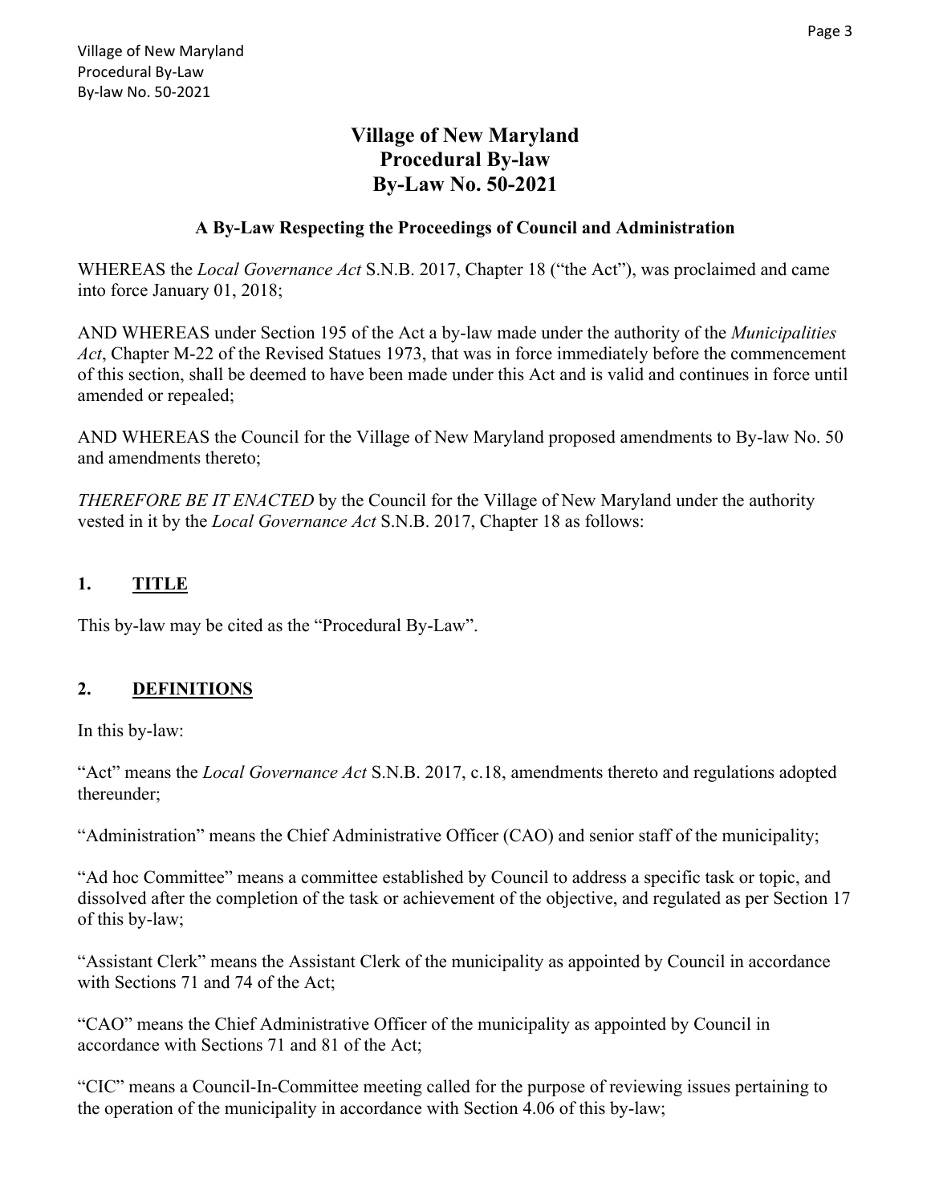# Village of New Maryland
# Procedural By-law
# By-Law No. 50-2021

### A By-Law Respecting the Proceedings of Council and Administration

WHEREAS the *Local Governance Act* S.N.B. 2017, Chapter 18 ("the Act"), was proclaimed and came into force January 01, 2018;

AND WHEREAS under Section 195 of the Act a by-law made under the authority of the *Municipalities Act*, Chapter M-22 of the Revised Statues 1973, that was in force immediately before the commencement of this section, shall be deemed to have been made under this Act and is valid and continues in force until amended or repealed;

AND WHEREAS the Council for the Village of New Maryland proposed amendments to By-law No. 50 and amendments thereto;

*THEREFORE BE IT ENACTED* by the Council for the Village of New Maryland under the authority vested in it by the *Local Governance Act* S.N.B. 2017, Chapter 18 as follows:

## 1. TITLE

This by-law may be cited as the "Procedural By-Law".

## 2. DEFINITIONS

In this by-law:

"Act" means the *Local Governance Act* S.N.B. 2017, c.18, amendments thereto and regulations adopted thereunder;

"Administration" means the Chief Administrative Officer (CAO) and senior staff of the municipality;

"Ad hoc Committee" means a committee established by Council to address a specific task or topic, and dissolved after the completion of the task or achievement of the objective, and regulated as per Section 17 of this by-law;

"Assistant Clerk" means the Assistant Clerk of the municipality as appointed by Council in accordance with Sections 71 and 74 of the Act;

"CAO" means the Chief Administrative Officer of the municipality as appointed by Council in accordance with Sections 71 and 81 of the Act;

"CIC" means a Council-In-Committee meeting called for the purpose of reviewing issues pertaining to the operation of the municipality in accordance with Section 4.06 of this by-law;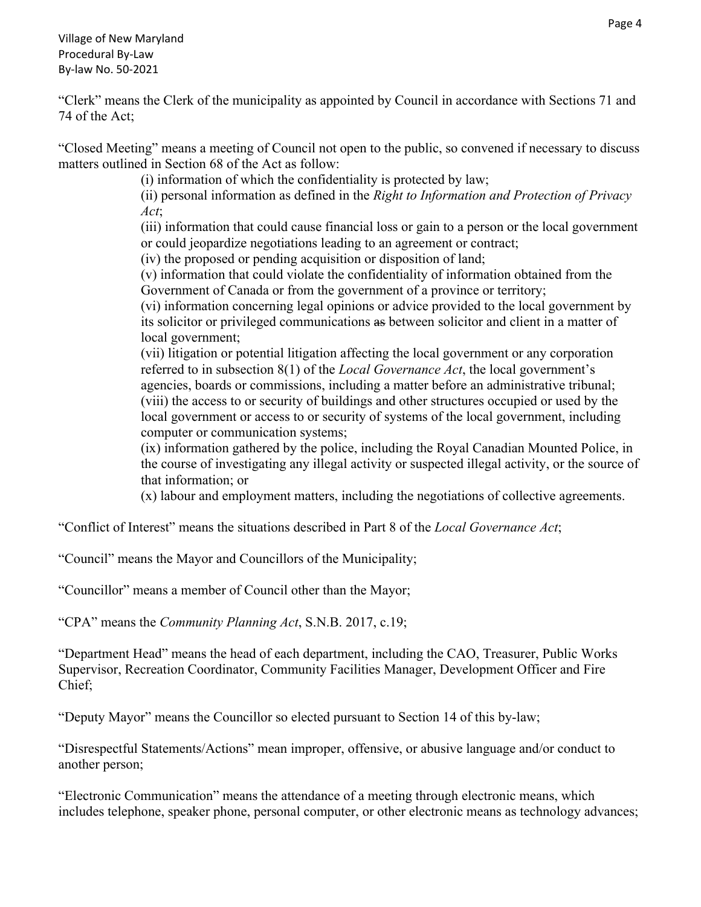"Clerk" means the Clerk of the municipality as appointed by Council in accordance with Sections 71 and 74 of the Act;

"Closed Meeting" means a meeting of Council not open to the public, so convened if necessary to discuss matters outlined in Section 68 of the Act as follow:

(i) information of which the confidentiality is protected by law;

(ii) personal information as defined in the *Right to Information and Protection of Privacy Act*;

(iii) information that could cause financial loss or gain to a person or the local government or could jeopardize negotiations leading to an agreement or contract;

(iv) the proposed or pending acquisition or disposition of land;

(v) information that could violate the confidentiality of information obtained from the Government of Canada or from the government of a province or territory;

(vi) information concerning legal opinions or advice provided to the local government by its solicitor or privileged communications ~~as~~ between solicitor and client in a matter of local government;

(vii) litigation or potential litigation affecting the local government or any corporation referred to in subsection 8(1) of the *Local Governance Act*, the local government's agencies, boards or commissions, including a matter before an administrative tribunal;

(viii) the access to or security of buildings and other structures occupied or used by the local government or access to or security of systems of the local government, including computer or communication systems;

(ix) information gathered by the police, including the Royal Canadian Mounted Police, in the course of investigating any illegal activity or suspected illegal activity, or the source of that information; or

(x) labour and employment matters, including the negotiations of collective agreements.

"Conflict of Interest" means the situations described in Part 8 of the *Local Governance Act*;

"Council" means the Mayor and Councillors of the Municipality;

"Councillor" means a member of Council other than the Mayor;

"CPA" means the *Community Planning Act*, S.N.B. 2017, c.19;

"Department Head" means the head of each department, including the CAO, Treasurer, Public Works Supervisor, Recreation Coordinator, Community Facilities Manager, Development Officer and Fire Chief;

"Deputy Mayor" means the Councillor so elected pursuant to Section 14 of this by-law;

"Disrespectful Statements/Actions" mean improper, offensive, or abusive language and/or conduct to another person;

"Electronic Communication" means the attendance of a meeting through electronic means, which includes telephone, speaker phone, personal computer, or other electronic means as technology advances;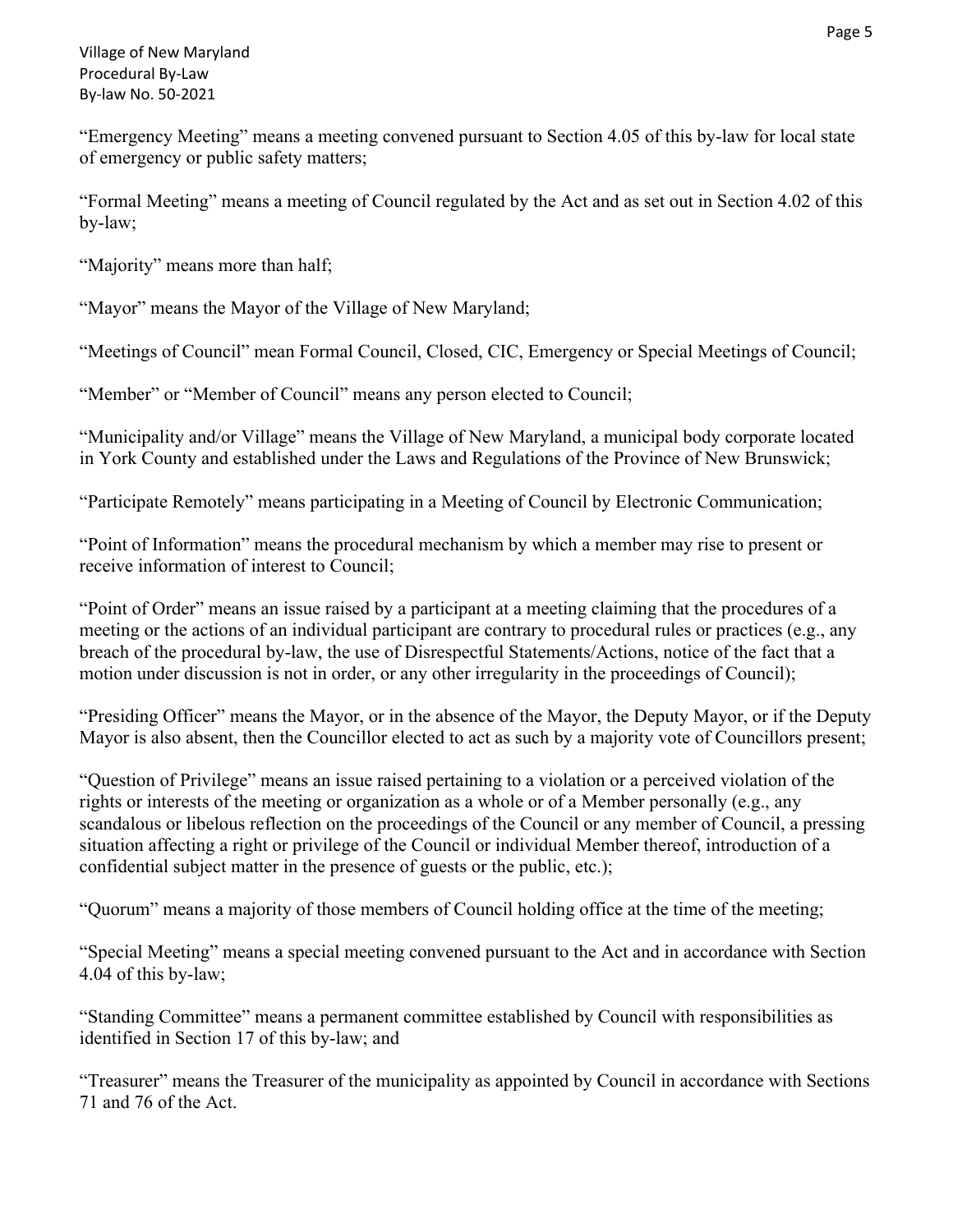"Emergency Meeting" means a meeting convened pursuant to Section 4.05 of this by-law for local state of emergency or public safety matters;

"Formal Meeting" means a meeting of Council regulated by the Act and as set out in Section 4.02 of this by-law;

"Majority" means more than half;

"Mayor" means the Mayor of the Village of New Maryland;

"Meetings of Council" mean Formal Council, Closed, CIC, Emergency or Special Meetings of Council;

"Member" or "Member of Council" means any person elected to Council;

"Municipality and/or Village" means the Village of New Maryland, a municipal body corporate located in York County and established under the Laws and Regulations of the Province of New Brunswick;

"Participate Remotely" means participating in a Meeting of Council by Electronic Communication;

"Point of Information" means the procedural mechanism by which a member may rise to present or receive information of interest to Council;

"Point of Order" means an issue raised by a participant at a meeting claiming that the procedures of a meeting or the actions of an individual participant are contrary to procedural rules or practices (e.g., any breach of the procedural by-law, the use of Disrespectful Statements/Actions, notice of the fact that a motion under discussion is not in order, or any other irregularity in the proceedings of Council);

"Presiding Officer" means the Mayor, or in the absence of the Mayor, the Deputy Mayor, or if the Deputy Mayor is also absent, then the Councillor elected to act as such by a majority vote of Councillors present;

"Question of Privilege" means an issue raised pertaining to a violation or a perceived violation of the rights or interests of the meeting or organization as a whole or of a Member personally (e.g., any scandalous or libelous reflection on the proceedings of the Council or any member of Council, a pressing situation affecting a right or privilege of the Council or individual Member thereof, introduction of a confidential subject matter in the presence of guests or the public, etc.);

"Quorum" means a majority of those members of Council holding office at the time of the meeting;

"Special Meeting" means a special meeting convened pursuant to the Act and in accordance with Section 4.04 of this by-law;

"Standing Committee" means a permanent committee established by Council with responsibilities as identified in Section 17 of this by-law; and

"Treasurer" means the Treasurer of the municipality as appointed by Council in accordance with Sections 71 and 76 of the Act.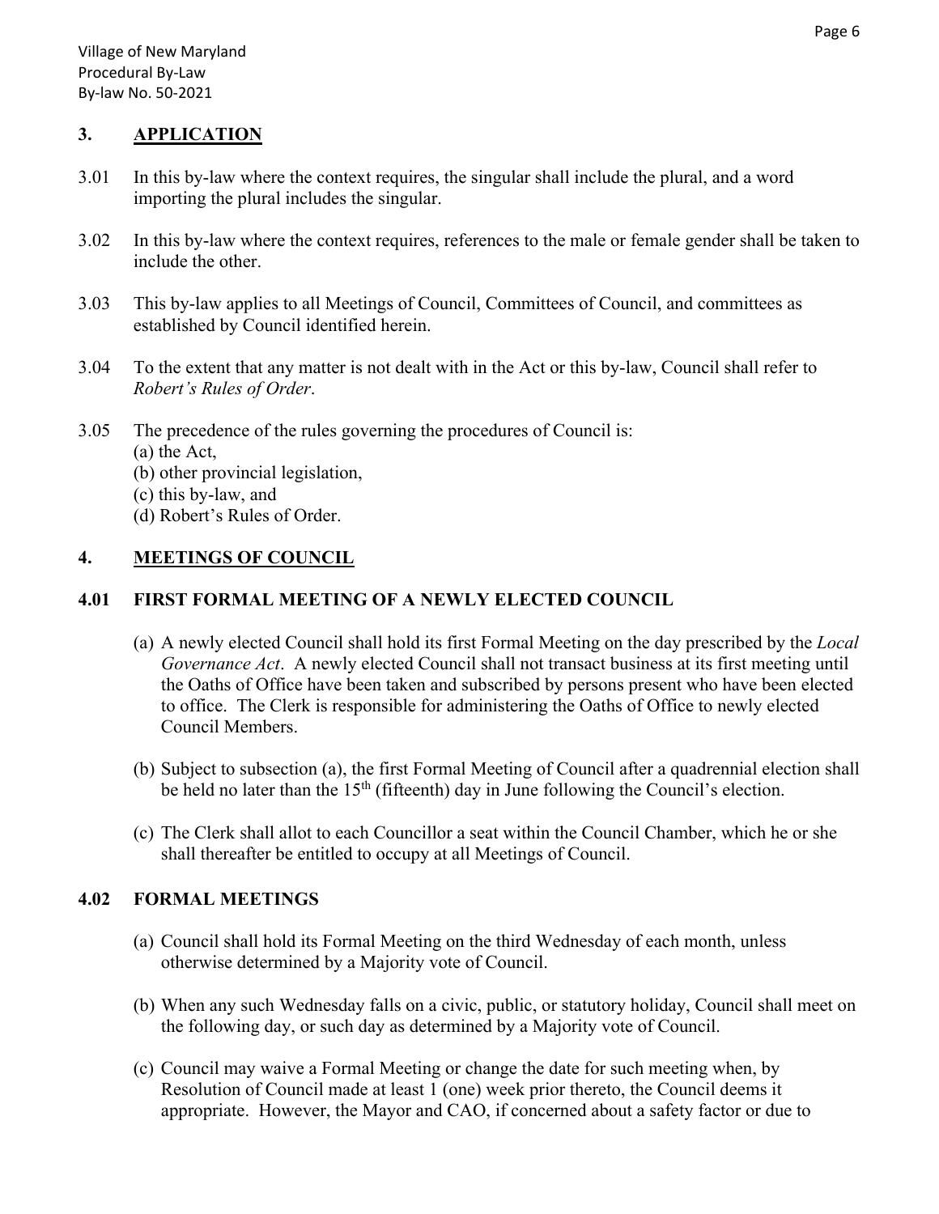## 3. APPLICATION

3.01 In this by-law where the context requires, the singular shall include the plural, and a word importing the plural includes the singular.

3.02 In this by-law where the context requires, references to the male or female gender shall be taken to include the other.

3.03 This by-law applies to all Meetings of Council, Committees of Council, and committees as established by Council identified herein.

3.04 To the extent that any matter is not dealt with in the Act or this by-law, Council shall refer to *Robert's Rules of Order*.

3.05 The precedence of the rules governing the procedures of Council is:
(a) the Act,
(b) other provincial legislation,
(c) this by-law, and
(d) Robert's Rules of Order.

## 4. MEETINGS OF COUNCIL

### 4.01 FIRST FORMAL MEETING OF A NEWLY ELECTED COUNCIL

(a) A newly elected Council shall hold its first Formal Meeting on the day prescribed by the *Local Governance Act*. A newly elected Council shall not transact business at its first meeting until the Oaths of Office have been taken and subscribed by persons present who have been elected to office. The Clerk is responsible for administering the Oaths of Office to newly elected Council Members.

(b) Subject to subsection (a), the first Formal Meeting of Council after a quadrennial election shall be held no later than the 15th (fifteenth) day in June following the Council's election.

(c) The Clerk shall allot to each Councillor a seat within the Council Chamber, which he or she shall thereafter be entitled to occupy at all Meetings of Council.

### 4.02 FORMAL MEETINGS

(a) Council shall hold its Formal Meeting on the third Wednesday of each month, unless otherwise determined by a Majority vote of Council.

(b) When any such Wednesday falls on a civic, public, or statutory holiday, Council shall meet on the following day, or such day as determined by a Majority vote of Council.

(c) Council may waive a Formal Meeting or change the date for such meeting when, by Resolution of Council made at least 1 (one) week prior thereto, the Council deems it appropriate. However, the Mayor and CAO, if concerned about a safety factor or due to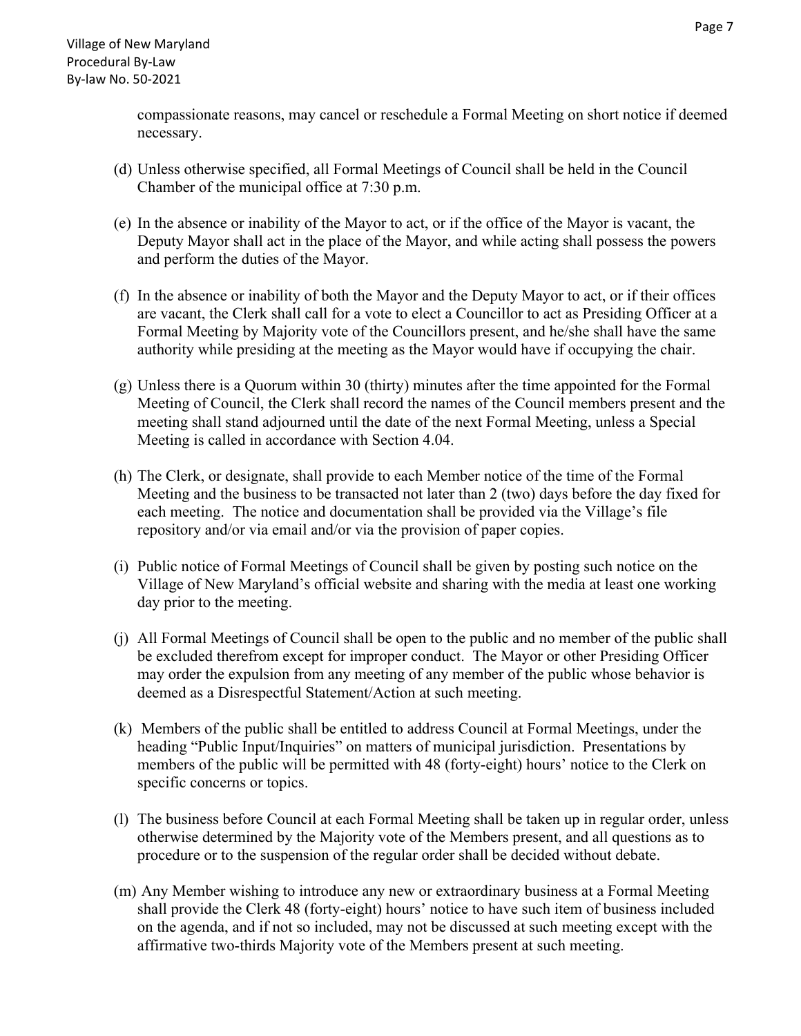compassionate reasons, may cancel or reschedule a Formal Meeting on short notice if deemed necessary.

(d) Unless otherwise specified, all Formal Meetings of Council shall be held in the Council Chamber of the municipal office at 7:30 p.m.

(e) In the absence or inability of the Mayor to act, or if the office of the Mayor is vacant, the Deputy Mayor shall act in the place of the Mayor, and while acting shall possess the powers and perform the duties of the Mayor.

(f) In the absence or inability of both the Mayor and the Deputy Mayor to act, or if their offices are vacant, the Clerk shall call for a vote to elect a Councillor to act as Presiding Officer at a Formal Meeting by Majority vote of the Councillors present, and he/she shall have the same authority while presiding at the meeting as the Mayor would have if occupying the chair.

(g) Unless there is a Quorum within 30 (thirty) minutes after the time appointed for the Formal Meeting of Council, the Clerk shall record the names of the Council members present and the meeting shall stand adjourned until the date of the next Formal Meeting, unless a Special Meeting is called in accordance with Section 4.04.

(h) The Clerk, or designate, shall provide to each Member notice of the time of the Formal Meeting and the business to be transacted not later than 2 (two) days before the day fixed for each meeting. The notice and documentation shall be provided via the Village's file repository and/or via email and/or via the provision of paper copies.

(i) Public notice of Formal Meetings of Council shall be given by posting such notice on the Village of New Maryland's official website and sharing with the media at least one working day prior to the meeting.

(j) All Formal Meetings of Council shall be open to the public and no member of the public shall be excluded therefrom except for improper conduct. The Mayor or other Presiding Officer may order the expulsion from any meeting of any member of the public whose behavior is deemed as a Disrespectful Statement/Action at such meeting.

(k) Members of the public shall be entitled to address Council at Formal Meetings, under the heading "Public Input/Inquiries" on matters of municipal jurisdiction. Presentations by members of the public will be permitted with 48 (forty-eight) hours' notice to the Clerk on specific concerns or topics.

(l) The business before Council at each Formal Meeting shall be taken up in regular order, unless otherwise determined by the Majority vote of the Members present, and all questions as to procedure or to the suspension of the regular order shall be decided without debate.

(m) Any Member wishing to introduce any new or extraordinary business at a Formal Meeting shall provide the Clerk 48 (forty-eight) hours' notice to have such item of business included on the agenda, and if not so included, may not be discussed at such meeting except with the affirmative two-thirds Majority vote of the Members present at such meeting.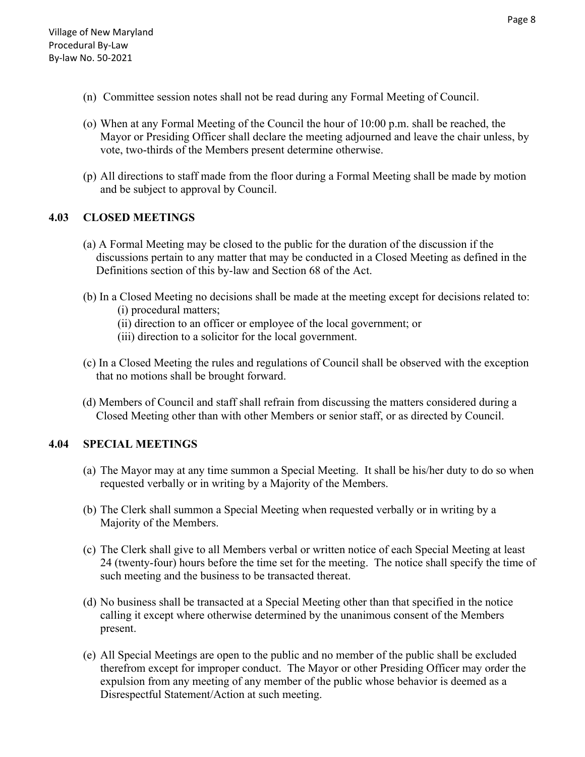(n) Committee session notes shall not be read during any Formal Meeting of Council.

(o) When at any Formal Meeting of the Council the hour of 10:00 p.m. shall be reached, the Mayor or Presiding Officer shall declare the meeting adjourned and leave the chair unless, by vote, two-thirds of the Members present determine otherwise.

(p) All directions to staff made from the floor during a Formal Meeting shall be made by motion and be subject to approval by Council.

## 4.03 CLOSED MEETINGS

(a) A Formal Meeting may be closed to the public for the duration of the discussion if the discussions pertain to any matter that may be conducted in a Closed Meeting as defined in the Definitions section of this by-law and Section 68 of the Act.

(b) In a Closed Meeting no decisions shall be made at the meeting except for decisions related to:

- (i) procedural matters;
- (ii) direction to an officer or employee of the local government; or
- (iii) direction to a solicitor for the local government.

(c) In a Closed Meeting the rules and regulations of Council shall be observed with the exception that no motions shall be brought forward.

(d) Members of Council and staff shall refrain from discussing the matters considered during a Closed Meeting other than with other Members or senior staff, or as directed by Council.

## 4.04 SPECIAL MEETINGS

(a) The Mayor may at any time summon a Special Meeting. It shall be his/her duty to do so when requested verbally or in writing by a Majority of the Members.

(b) The Clerk shall summon a Special Meeting when requested verbally or in writing by a Majority of the Members.

(c) The Clerk shall give to all Members verbal or written notice of each Special Meeting at least 24 (twenty-four) hours before the time set for the meeting. The notice shall specify the time of such meeting and the business to be transacted thereat.

(d) No business shall be transacted at a Special Meeting other than that specified in the notice calling it except where otherwise determined by the unanimous consent of the Members present.

(e) All Special Meetings are open to the public and no member of the public shall be excluded therefrom except for improper conduct. The Mayor or other Presiding Officer may order the expulsion from any meeting of any member of the public whose behavior is deemed as a Disrespectful Statement/Action at such meeting.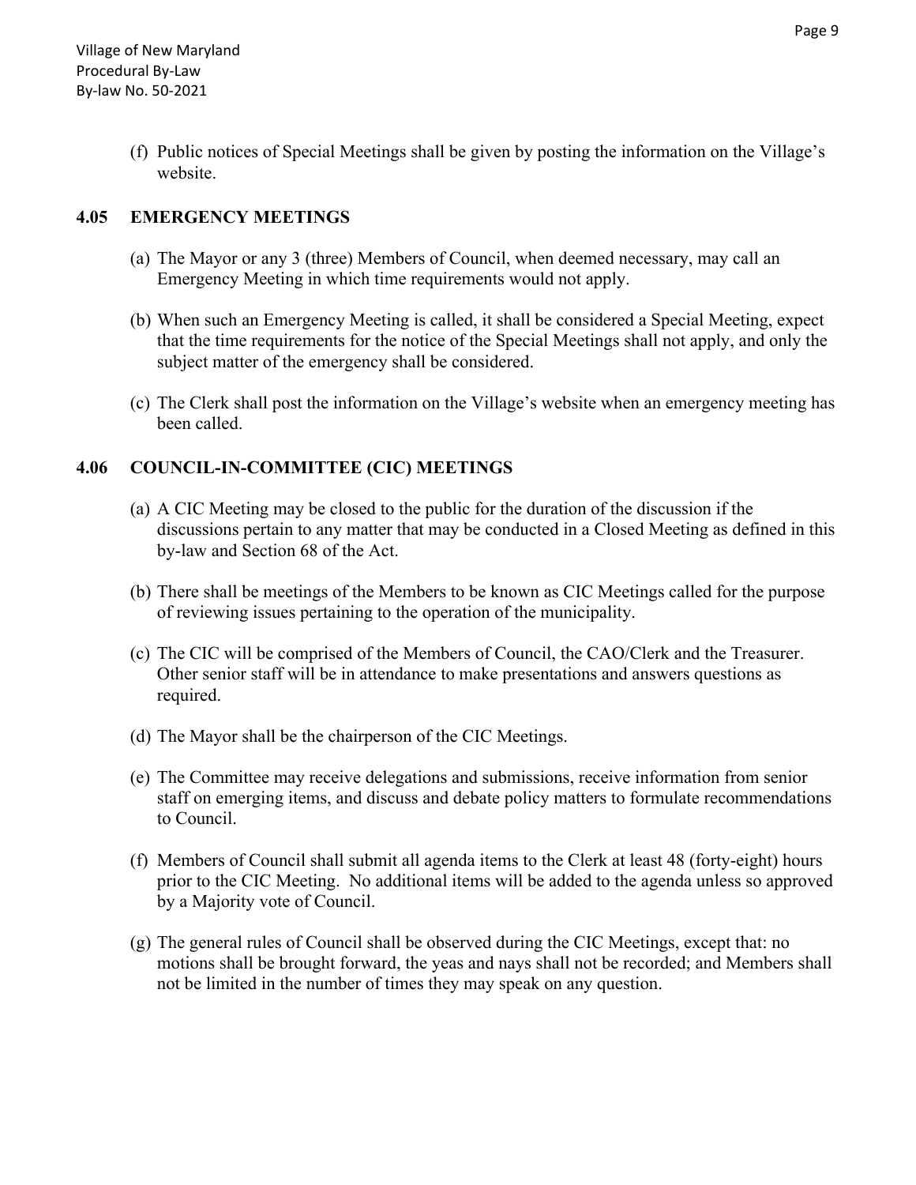(f) Public notices of Special Meetings shall be given by posting the information on the Village's website.

## 4.05 EMERGENCY MEETINGS

(a) The Mayor or any 3 (three) Members of Council, when deemed necessary, may call an Emergency Meeting in which time requirements would not apply.

(b) When such an Emergency Meeting is called, it shall be considered a Special Meeting, expect that the time requirements for the notice of the Special Meetings shall not apply, and only the subject matter of the emergency shall be considered.

(c) The Clerk shall post the information on the Village's website when an emergency meeting has been called.

## 4.06 COUNCIL-IN-COMMITTEE (CIC) MEETINGS

(a) A CIC Meeting may be closed to the public for the duration of the discussion if the discussions pertain to any matter that may be conducted in a Closed Meeting as defined in this by-law and Section 68 of the Act.

(b) There shall be meetings of the Members to be known as CIC Meetings called for the purpose of reviewing issues pertaining to the operation of the municipality.

(c) The CIC will be comprised of the Members of Council, the CAO/Clerk and the Treasurer. Other senior staff will be in attendance to make presentations and answers questions as required.

(d) The Mayor shall be the chairperson of the CIC Meetings.

(e) The Committee may receive delegations and submissions, receive information from senior staff on emerging items, and discuss and debate policy matters to formulate recommendations to Council.

(f) Members of Council shall submit all agenda items to the Clerk at least 48 (forty-eight) hours prior to the CIC Meeting. No additional items will be added to the agenda unless so approved by a Majority vote of Council.

(g) The general rules of Council shall be observed during the CIC Meetings, except that: no motions shall be brought forward, the yeas and nays shall not be recorded; and Members shall not be limited in the number of times they may speak on any question.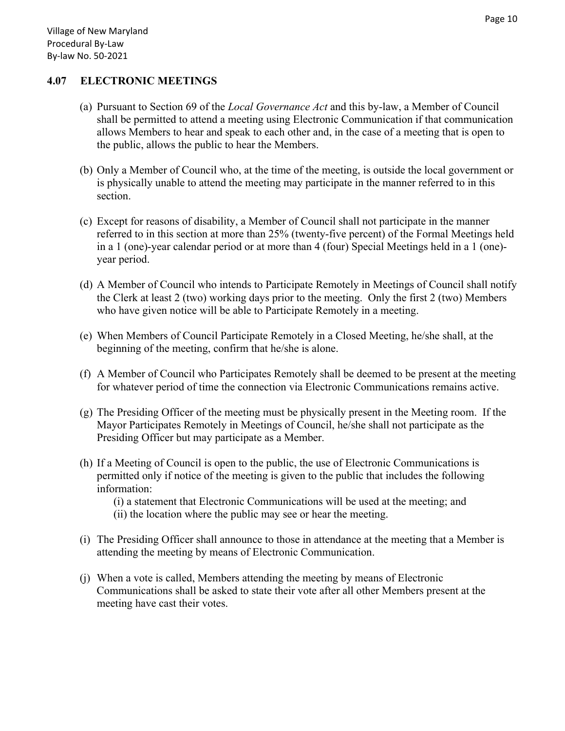## 4.07 ELECTRONIC MEETINGS

(a) Pursuant to Section 69 of the *Local Governance Act* and this by-law, a Member of Council shall be permitted to attend a meeting using Electronic Communication if that communication allows Members to hear and speak to each other and, in the case of a meeting that is open to the public, allows the public to hear the Members.

(b) Only a Member of Council who, at the time of the meeting, is outside the local government or is physically unable to attend the meeting may participate in the manner referred to in this section.

(c) Except for reasons of disability, a Member of Council shall not participate in the manner referred to in this section at more than 25% (twenty-five percent) of the Formal Meetings held in a 1 (one)-year calendar period or at more than 4 (four) Special Meetings held in a 1 (one)-year period.

(d) A Member of Council who intends to Participate Remotely in Meetings of Council shall notify the Clerk at least 2 (two) working days prior to the meeting. Only the first 2 (two) Members who have given notice will be able to Participate Remotely in a meeting.

(e) When Members of Council Participate Remotely in a Closed Meeting, he/she shall, at the beginning of the meeting, confirm that he/she is alone.

(f) A Member of Council who Participates Remotely shall be deemed to be present at the meeting for whatever period of time the connection via Electronic Communications remains active.

(g) The Presiding Officer of the meeting must be physically present in the Meeting room. If the Mayor Participates Remotely in Meetings of Council, he/she shall not participate as the Presiding Officer but may participate as a Member.

(h) If a Meeting of Council is open to the public, the use of Electronic Communications is permitted only if notice of the meeting is given to the public that includes the following information:

(i) a statement that Electronic Communications will be used at the meeting; and
(ii) the location where the public may see or hear the meeting.

(i) The Presiding Officer shall announce to those in attendance at the meeting that a Member is attending the meeting by means of Electronic Communication.

(j) When a vote is called, Members attending the meeting by means of Electronic Communications shall be asked to state their vote after all other Members present at the meeting have cast their votes.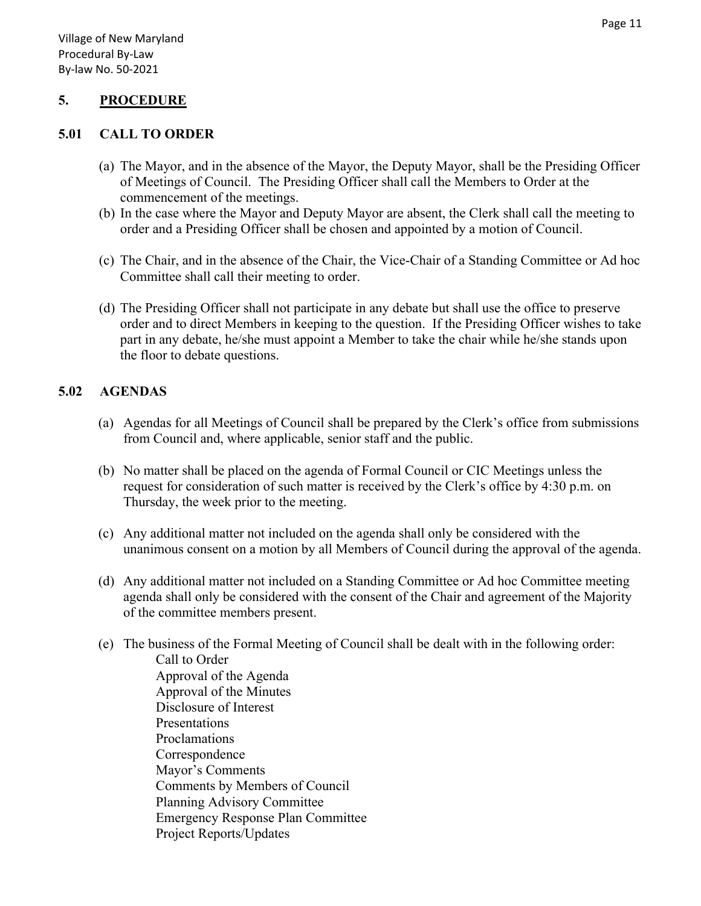## 5. PROCEDURE

### 5.01 CALL TO ORDER

(a) The Mayor, and in the absence of the Mayor, the Deputy Mayor, shall be the Presiding Officer of Meetings of Council. The Presiding Officer shall call the Members to Order at the commencement of the meetings.

(b) In the case where the Mayor and Deputy Mayor are absent, the Clerk shall call the meeting to order and a Presiding Officer shall be chosen and appointed by a motion of Council.

(c) The Chair, and in the absence of the Chair, the Vice-Chair of a Standing Committee or Ad hoc Committee shall call their meeting to order.

(d) The Presiding Officer shall not participate in any debate but shall use the office to preserve order and to direct Members in keeping to the question. If the Presiding Officer wishes to take part in any debate, he/she must appoint a Member to take the chair while he/she stands upon the floor to debate questions.

### 5.02 AGENDAS

(a) Agendas for all Meetings of Council shall be prepared by the Clerk's office from submissions from Council and, where applicable, senior staff and the public.

(b) No matter shall be placed on the agenda of Formal Council or CIC Meetings unless the request for consideration of such matter is received by the Clerk's office by 4:30 p.m. on Thursday, the week prior to the meeting.

(c) Any additional matter not included on the agenda shall only be considered with the unanimous consent on a motion by all Members of Council during the approval of the agenda.

(d) Any additional matter not included on a Standing Committee or Ad hoc Committee meeting agenda shall only be considered with the consent of the Chair and agreement of the Majority of the committee members present.

(e) The business of the Formal Meeting of Council shall be dealt with in the following order:

    Call to Order
    Approval of the Agenda
    Approval of the Minutes
    Disclosure of Interest
    Presentations
    Proclamations
    Correspondence
    Mayor's Comments
    Comments by Members of Council
    Planning Advisory Committee
    Emergency Response Plan Committee
    Project Reports/Updates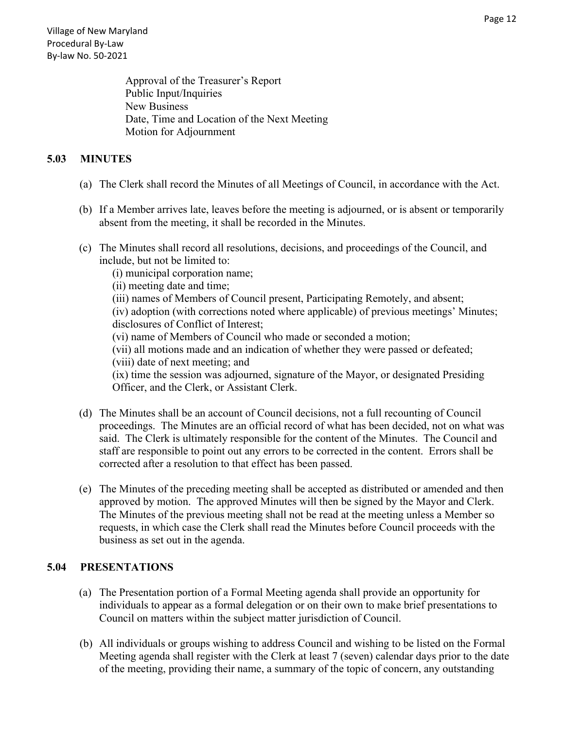Approval of the Treasurer's Report
Public Input/Inquiries
New Business
Date, Time and Location of the Next Meeting
Motion for Adjournment

## 5.03 MINUTES

(a) The Clerk shall record the Minutes of all Meetings of Council, in accordance with the Act.

(b) If a Member arrives late, leaves before the meeting is adjourned, or is absent or temporarily absent from the meeting, it shall be recorded in the Minutes.

(c) The Minutes shall record all resolutions, decisions, and proceedings of the Council, and include, but not be limited to:

(i) municipal corporation name;
(ii) meeting date and time;
(iii) names of Members of Council present, Participating Remotely, and absent;
(iv) adoption (with corrections noted where applicable) of previous meetings' Minutes; disclosures of Conflict of Interest;
(vi) name of Members of Council who made or seconded a motion;
(vii) all motions made and an indication of whether they were passed or defeated;
(viii) date of next meeting; and
(ix) time the session was adjourned, signature of the Mayor, or designated Presiding Officer, and the Clerk, or Assistant Clerk.

(d) The Minutes shall be an account of Council decisions, not a full recounting of Council proceedings. The Minutes are an official record of what has been decided, not on what was said. The Clerk is ultimately responsible for the content of the Minutes. The Council and staff are responsible to point out any errors to be corrected in the content. Errors shall be corrected after a resolution to that effect has been passed.

(e) The Minutes of the preceding meeting shall be accepted as distributed or amended and then approved by motion. The approved Minutes will then be signed by the Mayor and Clerk. The Minutes of the previous meeting shall not be read at the meeting unless a Member so requests, in which case the Clerk shall read the Minutes before Council proceeds with the business as set out in the agenda.

## 5.04 PRESENTATIONS

(a) The Presentation portion of a Formal Meeting agenda shall provide an opportunity for individuals to appear as a formal delegation or on their own to make brief presentations to Council on matters within the subject matter jurisdiction of Council.

(b) All individuals or groups wishing to address Council and wishing to be listed on the Formal Meeting agenda shall register with the Clerk at least 7 (seven) calendar days prior to the date of the meeting, providing their name, a summary of the topic of concern, any outstanding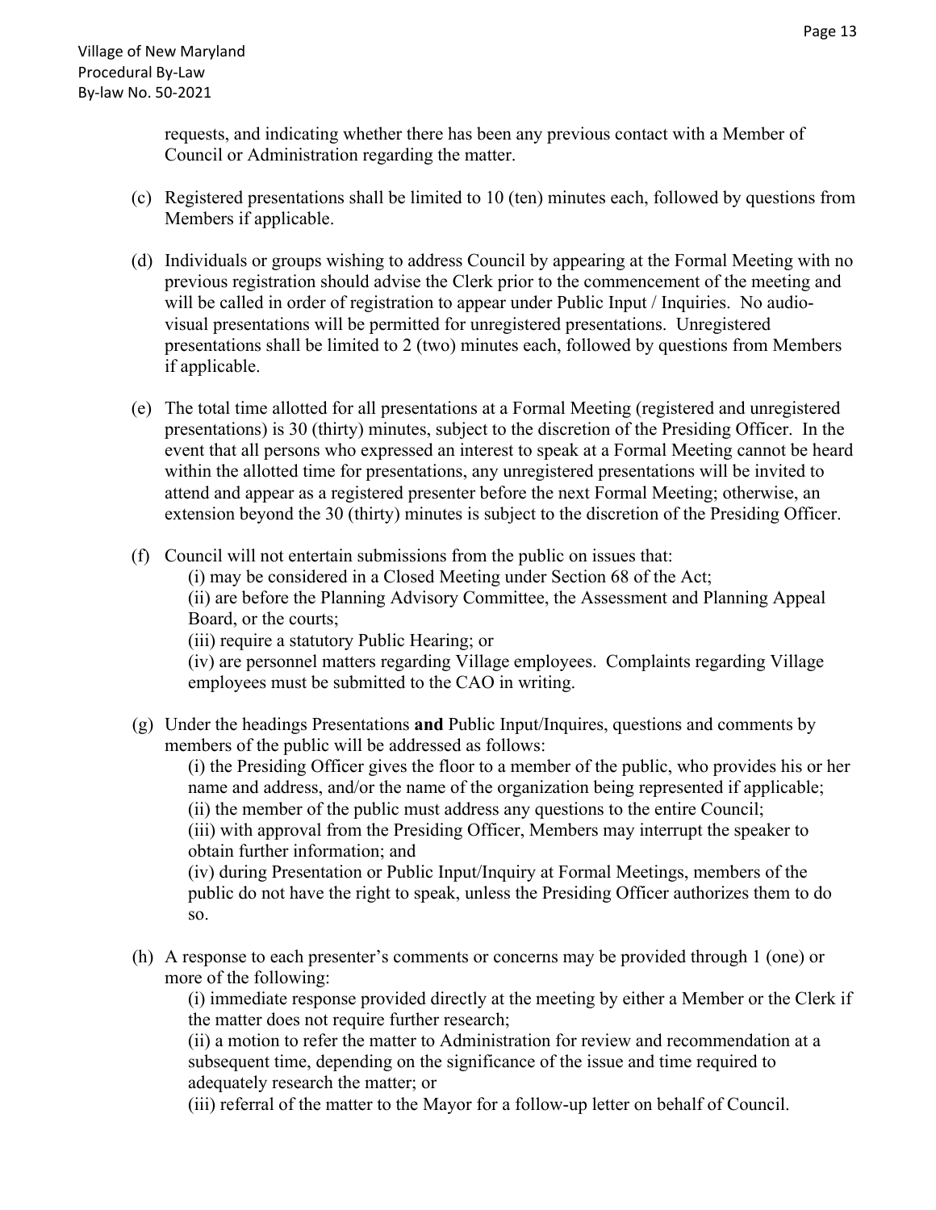requests, and indicating whether there has been any previous contact with a Member of Council or Administration regarding the matter.

(c) Registered presentations shall be limited to 10 (ten) minutes each, followed by questions from Members if applicable.

(d) Individuals or groups wishing to address Council by appearing at the Formal Meeting with no previous registration should advise the Clerk prior to the commencement of the meeting and will be called in order of registration to appear under Public Input / Inquiries. No audio-visual presentations will be permitted for unregistered presentations. Unregistered presentations shall be limited to 2 (two) minutes each, followed by questions from Members if applicable.

(e) The total time allotted for all presentations at a Formal Meeting (registered and unregistered presentations) is 30 (thirty) minutes, subject to the discretion of the Presiding Officer. In the event that all persons who expressed an interest to speak at a Formal Meeting cannot be heard within the allotted time for presentations, any unregistered presentations will be invited to attend and appear as a registered presenter before the next Formal Meeting; otherwise, an extension beyond the 30 (thirty) minutes is subject to the discretion of the Presiding Officer.

(f) Council will not entertain submissions from the public on issues that:

(i) may be considered in a Closed Meeting under Section 68 of the Act;
(ii) are before the Planning Advisory Committee, the Assessment and Planning Appeal Board, or the courts;
(iii) require a statutory Public Hearing; or
(iv) are personnel matters regarding Village employees. Complaints regarding Village employees must be submitted to the CAO in writing.

(g) Under the headings Presentations **and** Public Input/Inquires, questions and comments by members of the public will be addressed as follows:

(i) the Presiding Officer gives the floor to a member of the public, who provides his or her name and address, and/or the name of the organization being represented if applicable;
(ii) the member of the public must address any questions to the entire Council;
(iii) with approval from the Presiding Officer, Members may interrupt the speaker to obtain further information; and
(iv) during Presentation or Public Input/Inquiry at Formal Meetings, members of the public do not have the right to speak, unless the Presiding Officer authorizes them to do so.

(h) A response to each presenter's comments or concerns may be provided through 1 (one) or more of the following:

(i) immediate response provided directly at the meeting by either a Member or the Clerk if the matter does not require further research;
(ii) a motion to refer the matter to Administration for review and recommendation at a subsequent time, depending on the significance of the issue and time required to adequately research the matter; or
(iii) referral of the matter to the Mayor for a follow-up letter on behalf of Council.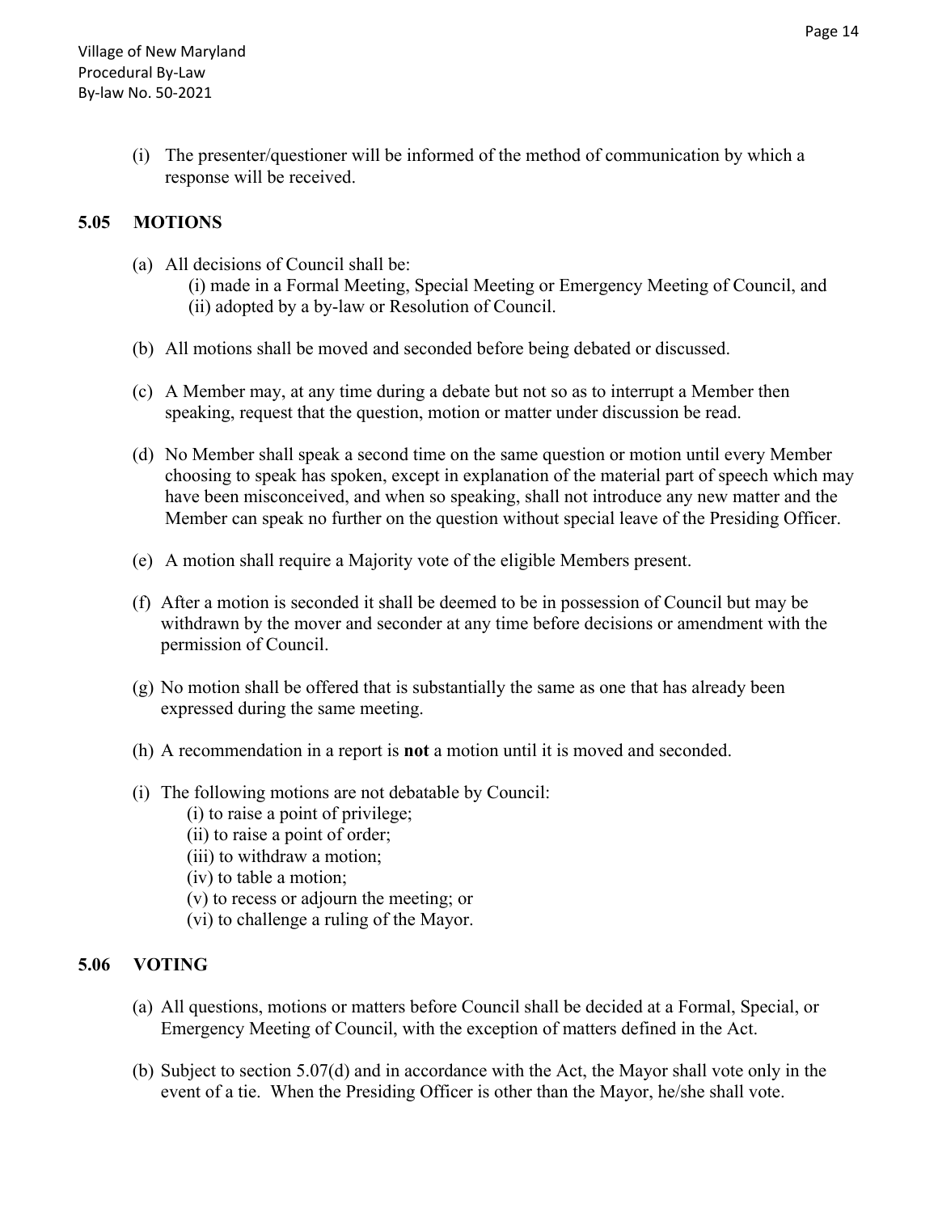(i) The presenter/questioner will be informed of the method of communication by which a response will be received.

## 5.05 MOTIONS

(a) All decisions of Council shall be:
   (i) made in a Formal Meeting, Special Meeting or Emergency Meeting of Council, and
   (ii) adopted by a by-law or Resolution of Council.

(b) All motions shall be moved and seconded before being debated or discussed.

(c) A Member may, at any time during a debate but not so as to interrupt a Member then speaking, request that the question, motion or matter under discussion be read.

(d) No Member shall speak a second time on the same question or motion until every Member choosing to speak has spoken, except in explanation of the material part of speech which may have been misconceived, and when so speaking, shall not introduce any new matter and the Member can speak no further on the question without special leave of the Presiding Officer.

(e) A motion shall require a Majority vote of the eligible Members present.

(f) After a motion is seconded it shall be deemed to be in possession of Council but may be withdrawn by the mover and seconder at any time before decisions or amendment with the permission of Council.

(g) No motion shall be offered that is substantially the same as one that has already been expressed during the same meeting.

(h) A recommendation in a report is **not** a motion until it is moved and seconded.

(i) The following motions are not debatable by Council:
   (i) to raise a point of privilege;
   (ii) to raise a point of order;
   (iii) to withdraw a motion;
   (iv) to table a motion;
   (v) to recess or adjourn the meeting; or
   (vi) to challenge a ruling of the Mayor.

## 5.06 VOTING

(a) All questions, motions or matters before Council shall be decided at a Formal, Special, or Emergency Meeting of Council, with the exception of matters defined in the Act.

(b) Subject to section 5.07(d) and in accordance with the Act, the Mayor shall vote only in the event of a tie. When the Presiding Officer is other than the Mayor, he/she shall vote.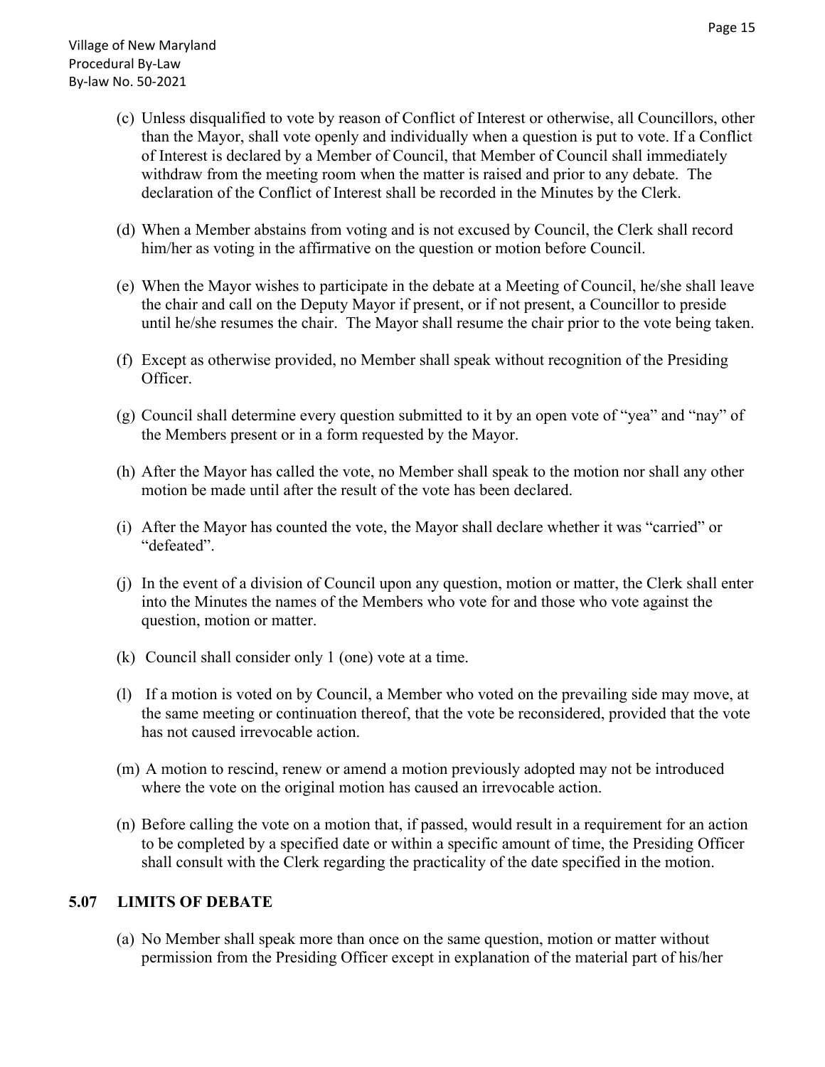(c) Unless disqualified to vote by reason of Conflict of Interest or otherwise, all Councillors, other than the Mayor, shall vote openly and individually when a question is put to vote. If a Conflict of Interest is declared by a Member of Council, that Member of Council shall immediately withdraw from the meeting room when the matter is raised and prior to any debate. The declaration of the Conflict of Interest shall be recorded in the Minutes by the Clerk.

(d) When a Member abstains from voting and is not excused by Council, the Clerk shall record him/her as voting in the affirmative on the question or motion before Council.

(e) When the Mayor wishes to participate in the debate at a Meeting of Council, he/she shall leave the chair and call on the Deputy Mayor if present, or if not present, a Councillor to preside until he/she resumes the chair. The Mayor shall resume the chair prior to the vote being taken.

(f) Except as otherwise provided, no Member shall speak without recognition of the Presiding Officer.

(g) Council shall determine every question submitted to it by an open vote of "yea" and "nay" of the Members present or in a form requested by the Mayor.

(h) After the Mayor has called the vote, no Member shall speak to the motion nor shall any other motion be made until after the result of the vote has been declared.

(i) After the Mayor has counted the vote, the Mayor shall declare whether it was "carried" or "defeated".

(j) In the event of a division of Council upon any question, motion or matter, the Clerk shall enter into the Minutes the names of the Members who vote for and those who vote against the question, motion or matter.

(k) Council shall consider only 1 (one) vote at a time.

(l) If a motion is voted on by Council, a Member who voted on the prevailing side may move, at the same meeting or continuation thereof, that the vote be reconsidered, provided that the vote has not caused irrevocable action.

(m) A motion to rescind, renew or amend a motion previously adopted may not be introduced where the vote on the original motion has caused an irrevocable action.

(n) Before calling the vote on a motion that, if passed, would result in a requirement for an action to be completed by a specified date or within a specific amount of time, the Presiding Officer shall consult with the Clerk regarding the practicality of the date specified in the motion.

## 5.07 LIMITS OF DEBATE

(a) No Member shall speak more than once on the same question, motion or matter without permission from the Presiding Officer except in explanation of the material part of his/her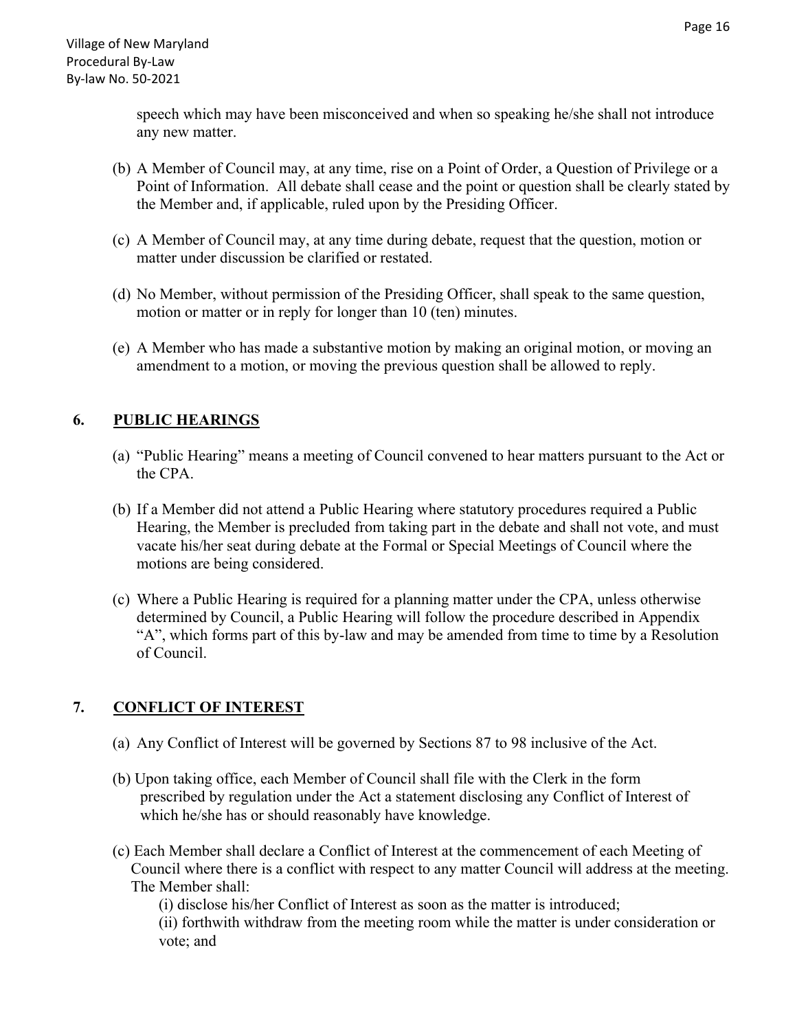speech which may have been misconceived and when so speaking he/she shall not introduce any new matter.

(b) A Member of Council may, at any time, rise on a Point of Order, a Question of Privilege or a Point of Information. All debate shall cease and the point or question shall be clearly stated by the Member and, if applicable, ruled upon by the Presiding Officer.

(c) A Member of Council may, at any time during debate, request that the question, motion or matter under discussion be clarified or restated.

(d) No Member, without permission of the Presiding Officer, shall speak to the same question, motion or matter or in reply for longer than 10 (ten) minutes.

(e) A Member who has made a substantive motion by making an original motion, or moving an amendment to a motion, or moving the previous question shall be allowed to reply.

## 6. PUBLIC HEARINGS

(a) "Public Hearing" means a meeting of Council convened to hear matters pursuant to the Act or the CPA.

(b) If a Member did not attend a Public Hearing where statutory procedures required a Public Hearing, the Member is precluded from taking part in the debate and shall not vote, and must vacate his/her seat during debate at the Formal or Special Meetings of Council where the motions are being considered.

(c) Where a Public Hearing is required for a planning matter under the CPA, unless otherwise determined by Council, a Public Hearing will follow the procedure described in Appendix "A", which forms part of this by-law and may be amended from time to time by a Resolution of Council.

## 7. CONFLICT OF INTEREST

(a) Any Conflict of Interest will be governed by Sections 87 to 98 inclusive of the Act.

(b) Upon taking office, each Member of Council shall file with the Clerk in the form prescribed by regulation under the Act a statement disclosing any Conflict of Interest of which he/she has or should reasonably have knowledge.

(c) Each Member shall declare a Conflict of Interest at the commencement of each Meeting of Council where there is a conflict with respect to any matter Council will address at the meeting. The Member shall:

(i) disclose his/her Conflict of Interest as soon as the matter is introduced;

(ii) forthwith withdraw from the meeting room while the matter is under consideration or vote; and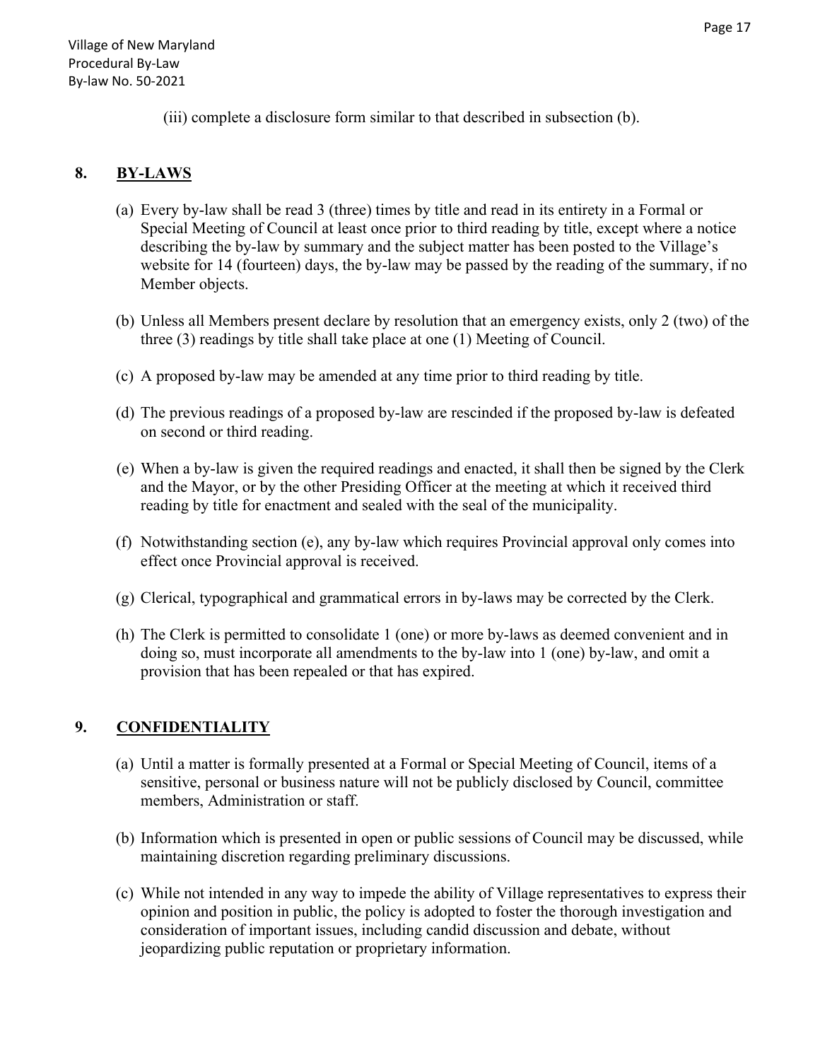(iii) complete a disclosure form similar to that described in subsection (b).

## 8. BY-LAWS

(a) Every by-law shall be read 3 (three) times by title and read in its entirety in a Formal or Special Meeting of Council at least once prior to third reading by title, except where a notice describing the by-law by summary and the subject matter has been posted to the Village's website for 14 (fourteen) days, the by-law may be passed by the reading of the summary, if no Member objects.

(b) Unless all Members present declare by resolution that an emergency exists, only 2 (two) of the three (3) readings by title shall take place at one (1) Meeting of Council.

(c) A proposed by-law may be amended at any time prior to third reading by title.

(d) The previous readings of a proposed by-law are rescinded if the proposed by-law is defeated on second or third reading.

(e) When a by-law is given the required readings and enacted, it shall then be signed by the Clerk and the Mayor, or by the other Presiding Officer at the meeting at which it received third reading by title for enactment and sealed with the seal of the municipality.

(f) Notwithstanding section (e), any by-law which requires Provincial approval only comes into effect once Provincial approval is received.

(g) Clerical, typographical and grammatical errors in by-laws may be corrected by the Clerk.

(h) The Clerk is permitted to consolidate 1 (one) or more by-laws as deemed convenient and in doing so, must incorporate all amendments to the by-law into 1 (one) by-law, and omit a provision that has been repealed or that has expired.

## 9. CONFIDENTIALITY

(a) Until a matter is formally presented at a Formal or Special Meeting of Council, items of a sensitive, personal or business nature will not be publicly disclosed by Council, committee members, Administration or staff.

(b) Information which is presented in open or public sessions of Council may be discussed, while maintaining discretion regarding preliminary discussions.

(c) While not intended in any way to impede the ability of Village representatives to express their opinion and position in public, the policy is adopted to foster the thorough investigation and consideration of important issues, including candid discussion and debate, without jeopardizing public reputation or proprietary information.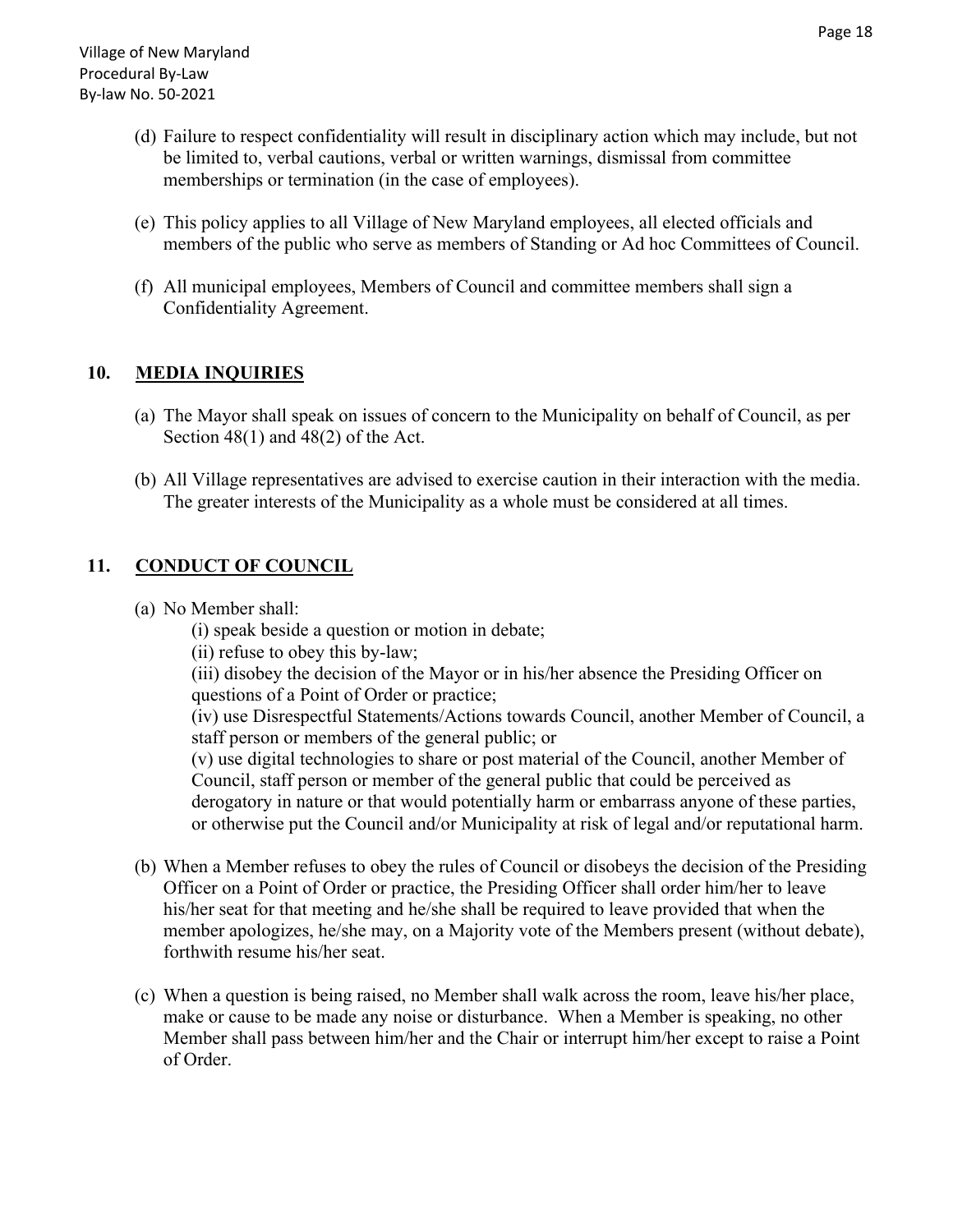(d) Failure to respect confidentiality will result in disciplinary action which may include, but not be limited to, verbal cautions, verbal or written warnings, dismissal from committee memberships or termination (in the case of employees).

(e) This policy applies to all Village of New Maryland employees, all elected officials and members of the public who serve as members of Standing or Ad hoc Committees of Council.

(f) All municipal employees, Members of Council and committee members shall sign a Confidentiality Agreement.

## 10. MEDIA INQUIRIES

(a) The Mayor shall speak on issues of concern to the Municipality on behalf of Council, as per Section 48(1) and 48(2) of the Act.

(b) All Village representatives are advised to exercise caution in their interaction with the media. The greater interests of the Municipality as a whole must be considered at all times.

## 11. CONDUCT OF COUNCIL

(a) No Member shall:

(i) speak beside a question or motion in debate;

(ii) refuse to obey this by-law;

(iii) disobey the decision of the Mayor or in his/her absence the Presiding Officer on questions of a Point of Order or practice;

(iv) use Disrespectful Statements/Actions towards Council, another Member of Council, a staff person or members of the general public; or

(v) use digital technologies to share or post material of the Council, another Member of Council, staff person or member of the general public that could be perceived as derogatory in nature or that would potentially harm or embarrass anyone of these parties, or otherwise put the Council and/or Municipality at risk of legal and/or reputational harm.

(b) When a Member refuses to obey the rules of Council or disobeys the decision of the Presiding Officer on a Point of Order or practice, the Presiding Officer shall order him/her to leave his/her seat for that meeting and he/she shall be required to leave provided that when the member apologizes, he/she may, on a Majority vote of the Members present (without debate), forthwith resume his/her seat.

(c) When a question is being raised, no Member shall walk across the room, leave his/her place, make or cause to be made any noise or disturbance. When a Member is speaking, no other Member shall pass between him/her and the Chair or interrupt him/her except to raise a Point of Order.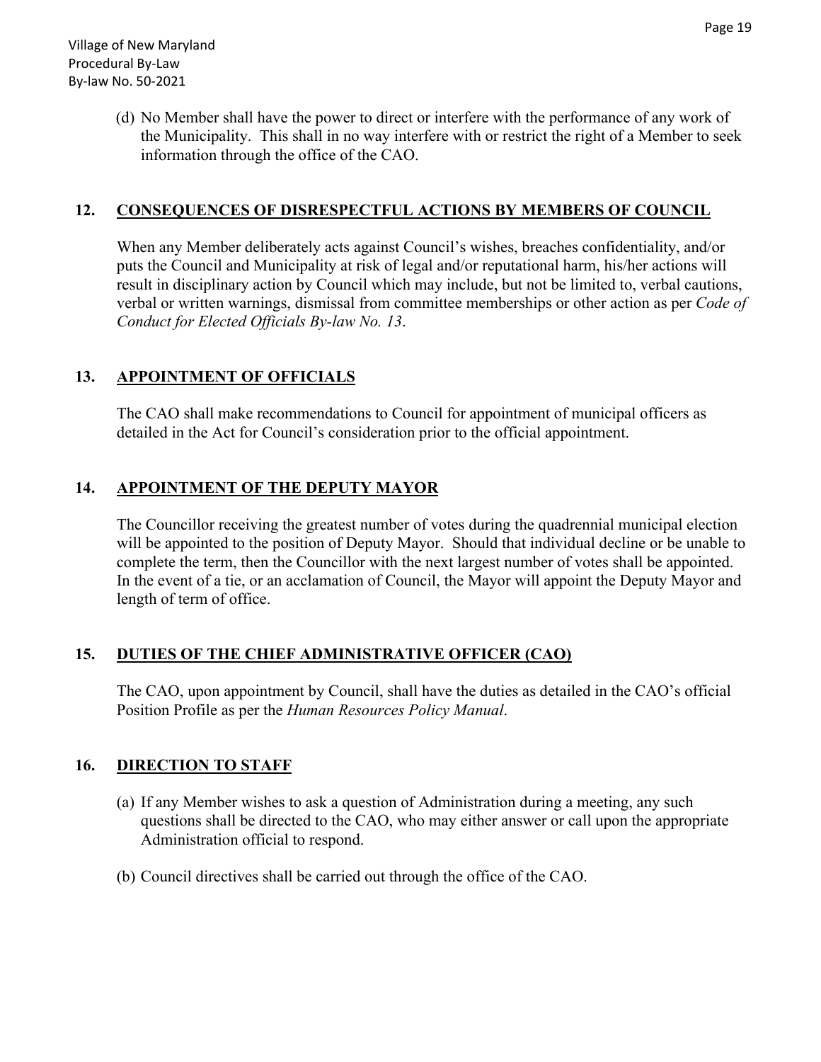(d) No Member shall have the power to direct or interfere with the performance of any work of the Municipality. This shall in no way interfere with or restrict the right of a Member to seek information through the office of the CAO.

## 12. CONSEQUENCES OF DISRESPECTFUL ACTIONS BY MEMBERS OF COUNCIL

When any Member deliberately acts against Council's wishes, breaches confidentiality, and/or puts the Council and Municipality at risk of legal and/or reputational harm, his/her actions will result in disciplinary action by Council which may include, but not be limited to, verbal cautions, verbal or written warnings, dismissal from committee memberships or other action as per *Code of Conduct for Elected Officials By-law No. 13*.

## 13. APPOINTMENT OF OFFICIALS

The CAO shall make recommendations to Council for appointment of municipal officers as detailed in the Act for Council's consideration prior to the official appointment.

## 14. APPOINTMENT OF THE DEPUTY MAYOR

The Councillor receiving the greatest number of votes during the quadrennial municipal election will be appointed to the position of Deputy Mayor. Should that individual decline or be unable to complete the term, then the Councillor with the next largest number of votes shall be appointed. In the event of a tie, or an acclamation of Council, the Mayor will appoint the Deputy Mayor and length of term of office.

## 15. DUTIES OF THE CHIEF ADMINISTRATIVE OFFICER (CAO)

The CAO, upon appointment by Council, shall have the duties as detailed in the CAO's official Position Profile as per the *Human Resources Policy Manual*.

## 16. DIRECTION TO STAFF

(a) If any Member wishes to ask a question of Administration during a meeting, any such questions shall be directed to the CAO, who may either answer or call upon the appropriate Administration official to respond.

(b) Council directives shall be carried out through the office of the CAO.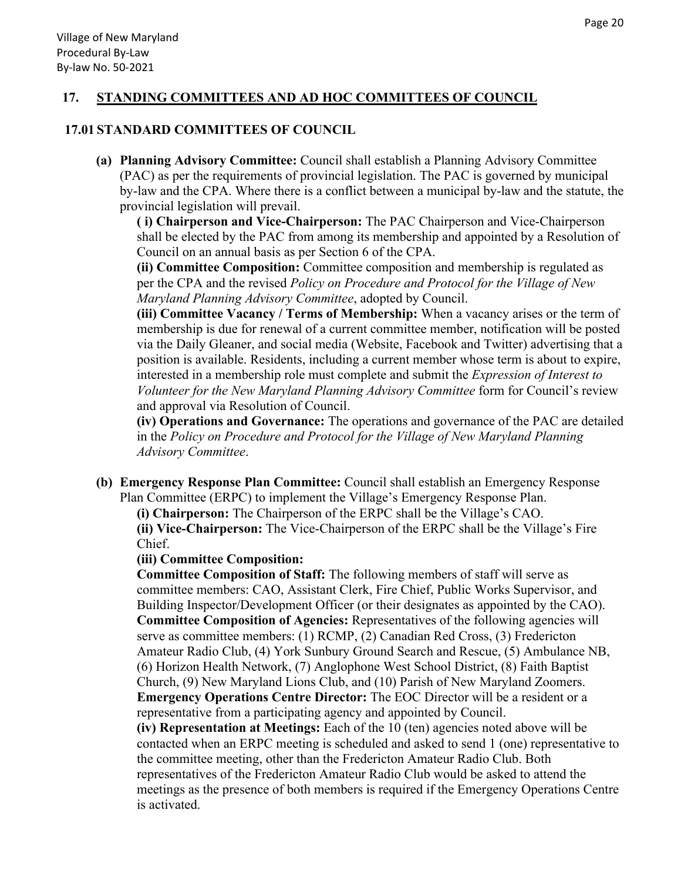## 17. STANDING COMMITTEES AND AD HOC COMMITTEES OF COUNCIL

### 17.01 STANDARD COMMITTEES OF COUNCIL

**(a) Planning Advisory Committee:** Council shall establish a Planning Advisory Committee (PAC) as per the requirements of provincial legislation. The PAC is governed by municipal by-law and the CPA. Where there is a conflict between a municipal by-law and the statute, the provincial legislation will prevail.

**( i) Chairperson and Vice-Chairperson:** The PAC Chairperson and Vice-Chairperson shall be elected by the PAC from among its membership and appointed by a Resolution of Council on an annual basis as per Section 6 of the CPA.

**(ii) Committee Composition:** Committee composition and membership is regulated as per the CPA and the revised *Policy on Procedure and Protocol for the Village of New Maryland Planning Advisory Committee*, adopted by Council.

**(iii) Committee Vacancy / Terms of Membership:** When a vacancy arises or the term of membership is due for renewal of a current committee member, notification will be posted via the Daily Gleaner, and social media (Website, Facebook and Twitter) advertising that a position is available. Residents, including a current member whose term is about to expire, interested in a membership role must complete and submit the *Expression of Interest to Volunteer for the New Maryland Planning Advisory Committee* form for Council's review and approval via Resolution of Council.

**(iv) Operations and Governance:** The operations and governance of the PAC are detailed in the *Policy on Procedure and Protocol for the Village of New Maryland Planning Advisory Committee*.

**(b) Emergency Response Plan Committee:** Council shall establish an Emergency Response Plan Committee (ERPC) to implement the Village's Emergency Response Plan.

**(i) Chairperson:** The Chairperson of the ERPC shall be the Village's CAO.

**(ii) Vice-Chairperson:** The Vice-Chairperson of the ERPC shall be the Village's Fire Chief.

**(iii) Committee Composition:**

**Committee Composition of Staff:** The following members of staff will serve as committee members: CAO, Assistant Clerk, Fire Chief, Public Works Supervisor, and Building Inspector/Development Officer (or their designates as appointed by the CAO).

**Committee Composition of Agencies:** Representatives of the following agencies will serve as committee members: (1) RCMP, (2) Canadian Red Cross, (3) Fredericton Amateur Radio Club, (4) York Sunbury Ground Search and Rescue, (5) Ambulance NB, (6) Horizon Health Network, (7) Anglophone West School District, (8) Faith Baptist Church, (9) New Maryland Lions Club, and (10) Parish of New Maryland Zoomers.

**Emergency Operations Centre Director:** The EOC Director will be a resident or a representative from a participating agency and appointed by Council.

**(iv) Representation at Meetings:** Each of the 10 (ten) agencies noted above will be contacted when an ERPC meeting is scheduled and asked to send 1 (one) representative to the committee meeting, other than the Fredericton Amateur Radio Club. Both representatives of the Fredericton Amateur Radio Club would be asked to attend the meetings as the presence of both members is required if the Emergency Operations Centre is activated.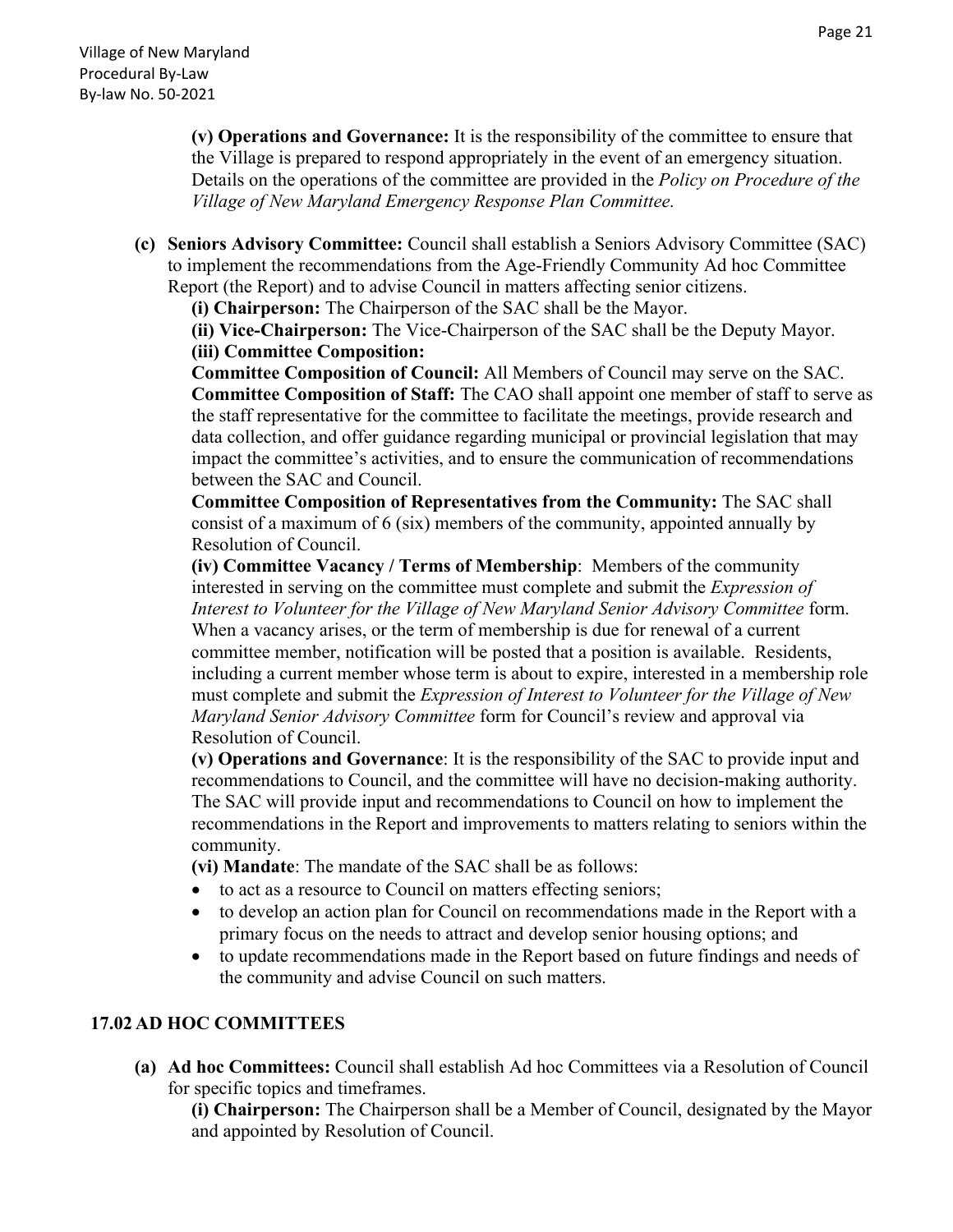**(v) Operations and Governance:** It is the responsibility of the committee to ensure that the Village is prepared to respond appropriately in the event of an emergency situation. Details on the operations of the committee are provided in the *Policy on Procedure of the Village of New Maryland Emergency Response Plan Committee.*

**(c) Seniors Advisory Committee:** Council shall establish a Seniors Advisory Committee (SAC) to implement the recommendations from the Age-Friendly Community Ad hoc Committee Report (the Report) and to advise Council in matters affecting senior citizens.

**(i) Chairperson:** The Chairperson of the SAC shall be the Mayor.

**(ii) Vice-Chairperson:** The Vice-Chairperson of the SAC shall be the Deputy Mayor.

**(iii) Committee Composition:**

**Committee Composition of Council:** All Members of Council may serve on the SAC.

**Committee Composition of Staff:** The CAO shall appoint one member of staff to serve as the staff representative for the committee to facilitate the meetings, provide research and data collection, and offer guidance regarding municipal or provincial legislation that may impact the committee's activities, and to ensure the communication of recommendations between the SAC and Council.

**Committee Composition of Representatives from the Community:** The SAC shall consist of a maximum of 6 (six) members of the community, appointed annually by Resolution of Council.

**(iv) Committee Vacancy / Terms of Membership**: Members of the community interested in serving on the committee must complete and submit the *Expression of Interest to Volunteer for the Village of New Maryland Senior Advisory Committee* form. When a vacancy arises, or the term of membership is due for renewal of a current committee member, notification will be posted that a position is available. Residents, including a current member whose term is about to expire, interested in a membership role must complete and submit the *Expression of Interest to Volunteer for the Village of New Maryland Senior Advisory Committee* form for Council's review and approval via Resolution of Council.

**(v) Operations and Governance**: It is the responsibility of the SAC to provide input and recommendations to Council, and the committee will have no decision-making authority. The SAC will provide input and recommendations to Council on how to implement the recommendations in the Report and improvements to matters relating to seniors within the community.

**(vi) Mandate**: The mandate of the SAC shall be as follows:

- to act as a resource to Council on matters effecting seniors;
- to develop an action plan for Council on recommendations made in the Report with a primary focus on the needs to attract and develop senior housing options; and
- to update recommendations made in the Report based on future findings and needs of the community and advise Council on such matters.

## 17.02 AD HOC COMMITTEES

**(a) Ad hoc Committees:** Council shall establish Ad hoc Committees via a Resolution of Council for specific topics and timeframes.

**(i) Chairperson:** The Chairperson shall be a Member of Council, designated by the Mayor and appointed by Resolution of Council.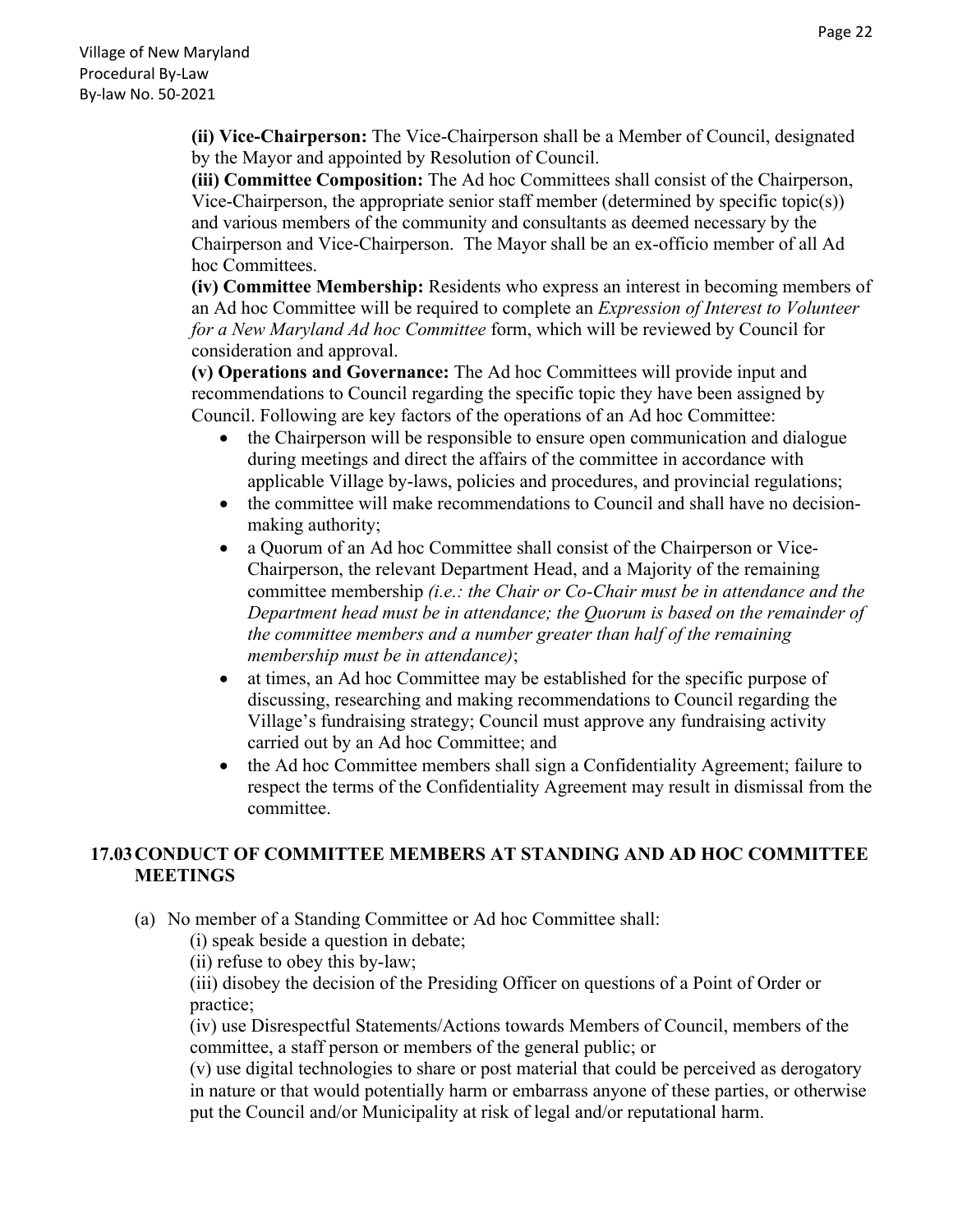**(ii) Vice-Chairperson:** The Vice-Chairperson shall be a Member of Council, designated by the Mayor and appointed by Resolution of Council.

**(iii) Committee Composition:** The Ad hoc Committees shall consist of the Chairperson, Vice-Chairperson, the appropriate senior staff member (determined by specific topic(s)) and various members of the community and consultants as deemed necessary by the Chairperson and Vice-Chairperson. The Mayor shall be an ex-officio member of all Ad hoc Committees.

**(iv) Committee Membership:** Residents who express an interest in becoming members of an Ad hoc Committee will be required to complete an *Expression of Interest to Volunteer for a New Maryland Ad hoc Committee* form, which will be reviewed by Council for consideration and approval.

**(v) Operations and Governance:** The Ad hoc Committees will provide input and recommendations to Council regarding the specific topic they have been assigned by Council. Following are key factors of the operations of an Ad hoc Committee:

- the Chairperson will be responsible to ensure open communication and dialogue during meetings and direct the affairs of the committee in accordance with applicable Village by-laws, policies and procedures, and provincial regulations;
- the committee will make recommendations to Council and shall have no decision-making authority;
- a Quorum of an Ad hoc Committee shall consist of the Chairperson or Vice-Chairperson, the relevant Department Head, and a Majority of the remaining committee membership *(i.e.: the Chair or Co-Chair must be in attendance and the Department head must be in attendance; the Quorum is based on the remainder of the committee members and a number greater than half of the remaining membership must be in attendance)*;
- at times, an Ad hoc Committee may be established for the specific purpose of discussing, researching and making recommendations to Council regarding the Village's fundraising strategy; Council must approve any fundraising activity carried out by an Ad hoc Committee; and
- the Ad hoc Committee members shall sign a Confidentiality Agreement; failure to respect the terms of the Confidentiality Agreement may result in dismissal from the committee.

## 17.03 CONDUCT OF COMMITTEE MEMBERS AT STANDING AND AD HOC COMMITTEE MEETINGS

(a) No member of a Standing Committee or Ad hoc Committee shall:

(i) speak beside a question in debate;

(ii) refuse to obey this by-law;

(iii) disobey the decision of the Presiding Officer on questions of a Point of Order or practice;

(iv) use Disrespectful Statements/Actions towards Members of Council, members of the committee, a staff person or members of the general public; or

(v) use digital technologies to share or post material that could be perceived as derogatory in nature or that would potentially harm or embarrass anyone of these parties, or otherwise put the Council and/or Municipality at risk of legal and/or reputational harm.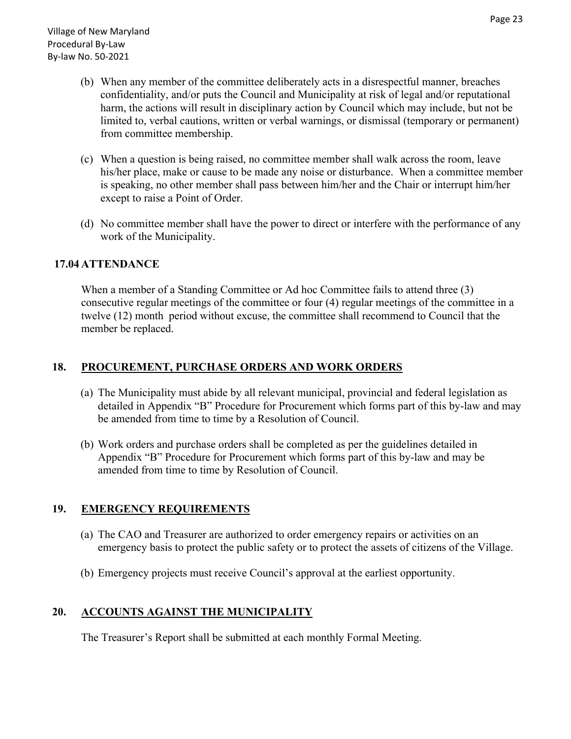(b) When any member of the committee deliberately acts in a disrespectful manner, breaches confidentiality, and/or puts the Council and Municipality at risk of legal and/or reputational harm, the actions will result in disciplinary action by Council which may include, but not be limited to, verbal cautions, written or verbal warnings, or dismissal (temporary or permanent) from committee membership.

(c) When a question is being raised, no committee member shall walk across the room, leave his/her place, make or cause to be made any noise or disturbance. When a committee member is speaking, no other member shall pass between him/her and the Chair or interrupt him/her except to raise a Point of Order.

(d) No committee member shall have the power to direct or interfere with the performance of any work of the Municipality.

### 17.04 ATTENDANCE

When a member of a Standing Committee or Ad hoc Committee fails to attend three (3) consecutive regular meetings of the committee or four (4) regular meetings of the committee in a twelve (12) month period without excuse, the committee shall recommend to Council that the member be replaced.

## 18. PROCUREMENT, PURCHASE ORDERS AND WORK ORDERS

(a) The Municipality must abide by all relevant municipal, provincial and federal legislation as detailed in Appendix "B" Procedure for Procurement which forms part of this by-law and may be amended from time to time by a Resolution of Council.

(b) Work orders and purchase orders shall be completed as per the guidelines detailed in Appendix "B" Procedure for Procurement which forms part of this by-law and may be amended from time to time by Resolution of Council.

## 19. EMERGENCY REQUIREMENTS

(a) The CAO and Treasurer are authorized to order emergency repairs or activities on an emergency basis to protect the public safety or to protect the assets of citizens of the Village.

(b) Emergency projects must receive Council's approval at the earliest opportunity.

## 20. ACCOUNTS AGAINST THE MUNICIPALITY

The Treasurer's Report shall be submitted at each monthly Formal Meeting.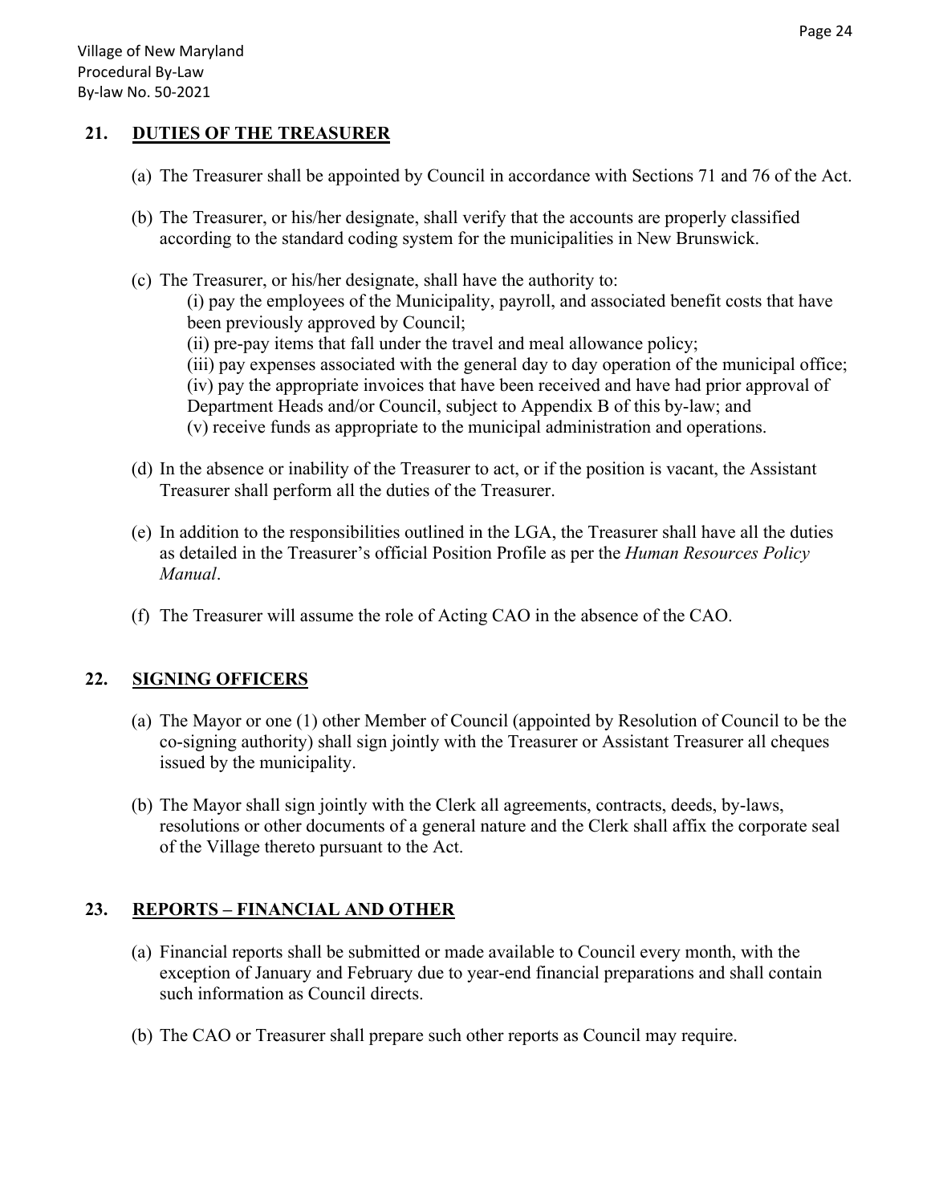## 21. DUTIES OF THE TREASURER

(a) The Treasurer shall be appointed by Council in accordance with Sections 71 and 76 of the Act.

(b) The Treasurer, or his/her designate, shall verify that the accounts are properly classified according to the standard coding system for the municipalities in New Brunswick.

(c) The Treasurer, or his/her designate, shall have the authority to:
   (i) pay the employees of the Municipality, payroll, and associated benefit costs that have been previously approved by Council;
   (ii) pre-pay items that fall under the travel and meal allowance policy;
   (iii) pay expenses associated with the general day to day operation of the municipal office;
   (iv) pay the appropriate invoices that have been received and have had prior approval of Department Heads and/or Council, subject to Appendix B of this by-law; and
   (v) receive funds as appropriate to the municipal administration and operations.

(d) In the absence or inability of the Treasurer to act, or if the position is vacant, the Assistant Treasurer shall perform all the duties of the Treasurer.

(e) In addition to the responsibilities outlined in the LGA, the Treasurer shall have all the duties as detailed in the Treasurer's official Position Profile as per the *Human Resources Policy Manual*.

(f) The Treasurer will assume the role of Acting CAO in the absence of the CAO.

## 22. SIGNING OFFICERS

(a) The Mayor or one (1) other Member of Council (appointed by Resolution of Council to be the co-signing authority) shall sign jointly with the Treasurer or Assistant Treasurer all cheques issued by the municipality.

(b) The Mayor shall sign jointly with the Clerk all agreements, contracts, deeds, by-laws, resolutions or other documents of a general nature and the Clerk shall affix the corporate seal of the Village thereto pursuant to the Act.

## 23. REPORTS – FINANCIAL AND OTHER

(a) Financial reports shall be submitted or made available to Council every month, with the exception of January and February due to year-end financial preparations and shall contain such information as Council directs.

(b) The CAO or Treasurer shall prepare such other reports as Council may require.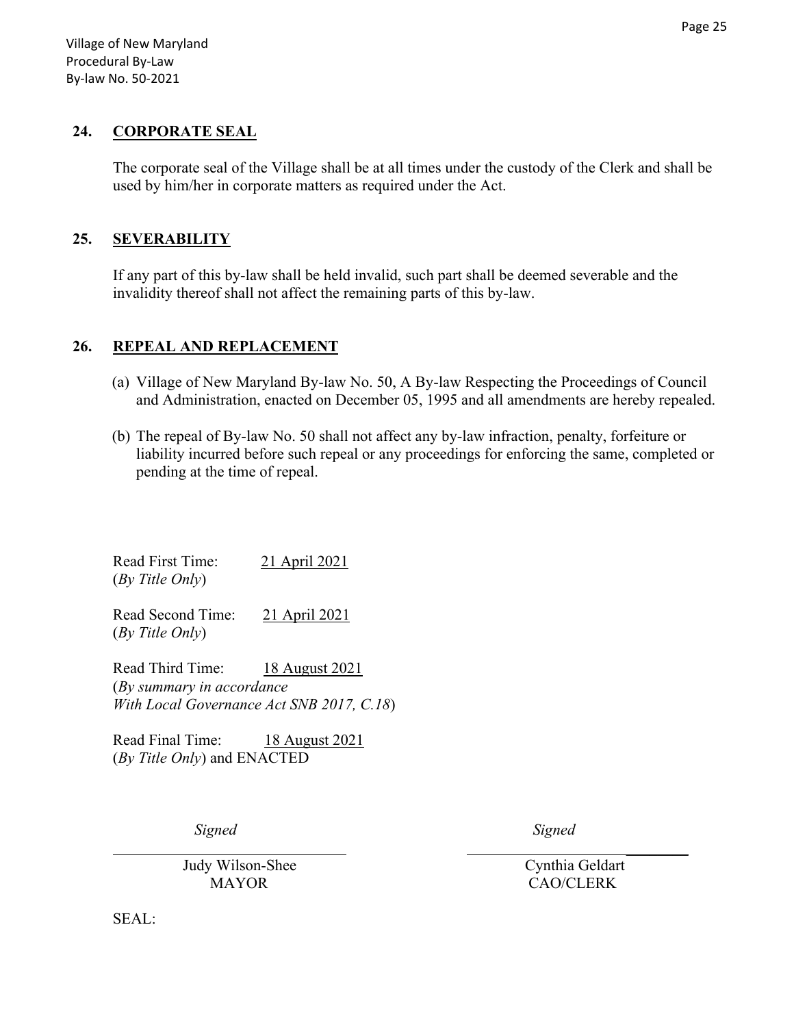## 24. CORPORATE SEAL

The corporate seal of the Village shall be at all times under the custody of the Clerk and shall be used by him/her in corporate matters as required under the Act.

## 25. SEVERABILITY

If any part of this by-law shall be held invalid, such part shall be deemed severable and the invalidity thereof shall not affect the remaining parts of this by-law.

## 26. REPEAL AND REPLACEMENT

(a) Village of New Maryland By-law No. 50, A By-law Respecting the Proceedings of Council and Administration, enacted on December 05, 1995 and all amendments are hereby repealed.

(b) The repeal of By-law No. 50 shall not affect any by-law infraction, penalty, forfeiture or liability incurred before such repeal or any proceedings for enforcing the same, completed or pending at the time of repeal.

Read First Time: 21 April 2021
(*By Title Only*)

Read Second Time: 21 April 2021
(*By Title Only*)

Read Third Time: 18 August 2021
(*By summary in accordance With Local Governance Act SNB 2017, C.18*)

Read Final Time: 18 August 2021
(*By Title Only*) and ENACTED

*Signed*
Judy Wilson-Shee
MAYOR

*Signed*
Cynthia Geldart
CAO/CLERK

SEAL: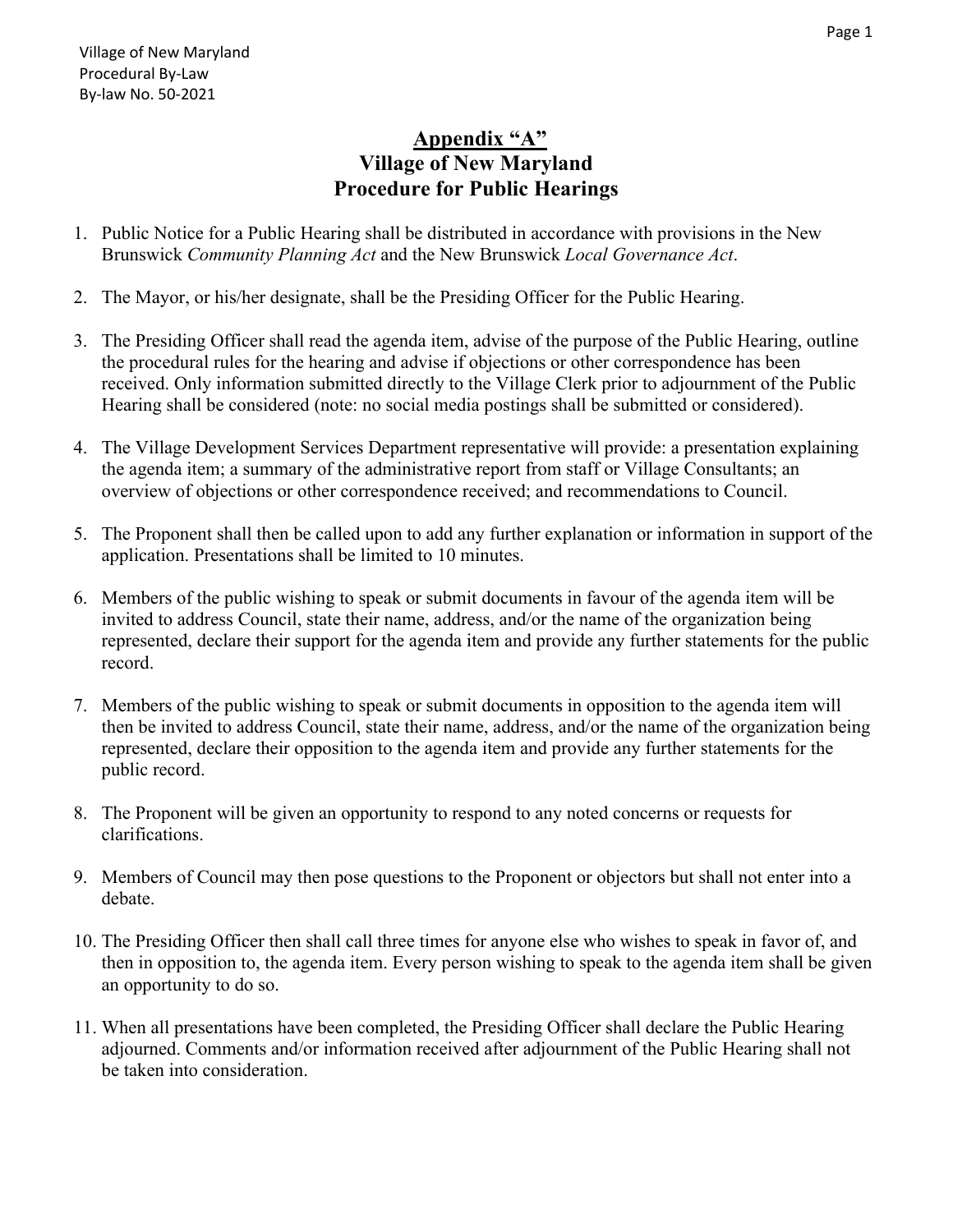## Appendix "A"
## Village of New Maryland
## Procedure for Public Hearings

1. Public Notice for a Public Hearing shall be distributed in accordance with provisions in the New Brunswick *Community Planning Act* and the New Brunswick *Local Governance Act*.

2. The Mayor, or his/her designate, shall be the Presiding Officer for the Public Hearing.

3. The Presiding Officer shall read the agenda item, advise of the purpose of the Public Hearing, outline the procedural rules for the hearing and advise if objections or other correspondence has been received. Only information submitted directly to the Village Clerk prior to adjournment of the Public Hearing shall be considered (note: no social media postings shall be submitted or considered).

4. The Village Development Services Department representative will provide: a presentation explaining the agenda item; a summary of the administrative report from staff or Village Consultants; an overview of objections or other correspondence received; and recommendations to Council.

5. The Proponent shall then be called upon to add any further explanation or information in support of the application. Presentations shall be limited to 10 minutes.

6. Members of the public wishing to speak or submit documents in favour of the agenda item will be invited to address Council, state their name, address, and/or the name of the organization being represented, declare their support for the agenda item and provide any further statements for the public record.

7. Members of the public wishing to speak or submit documents in opposition to the agenda item will then be invited to address Council, state their name, address, and/or the name of the organization being represented, declare their opposition to the agenda item and provide any further statements for the public record.

8. The Proponent will be given an opportunity to respond to any noted concerns or requests for clarifications.

9. Members of Council may then pose questions to the Proponent or objectors but shall not enter into a debate.

10. The Presiding Officer then shall call three times for anyone else who wishes to speak in favor of, and then in opposition to, the agenda item. Every person wishing to speak to the agenda item shall be given an opportunity to do so.

11. When all presentations have been completed, the Presiding Officer shall declare the Public Hearing adjourned. Comments and/or information received after adjournment of the Public Hearing shall not be taken into consideration.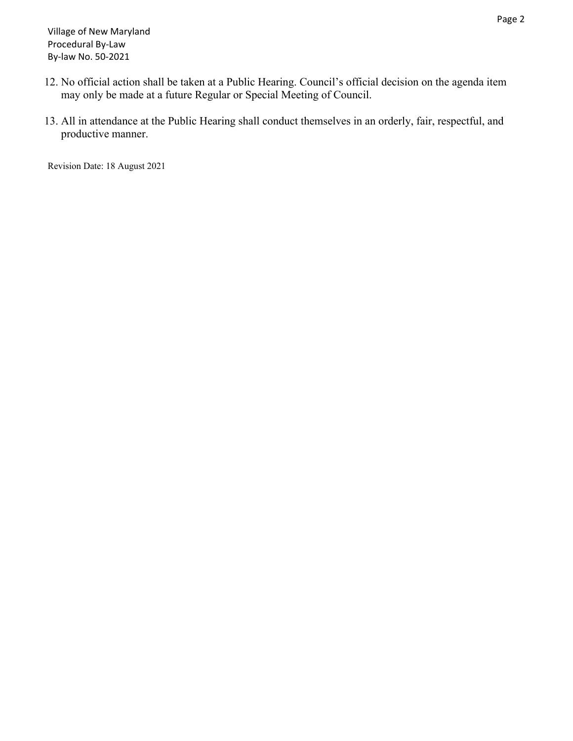12. No official action shall be taken at a Public Hearing. Council's official decision on the agenda item may only be made at a future Regular or Special Meeting of Council.

13. All in attendance at the Public Hearing shall conduct themselves in an orderly, fair, respectful, and productive manner.

Revision Date: 18 August 2021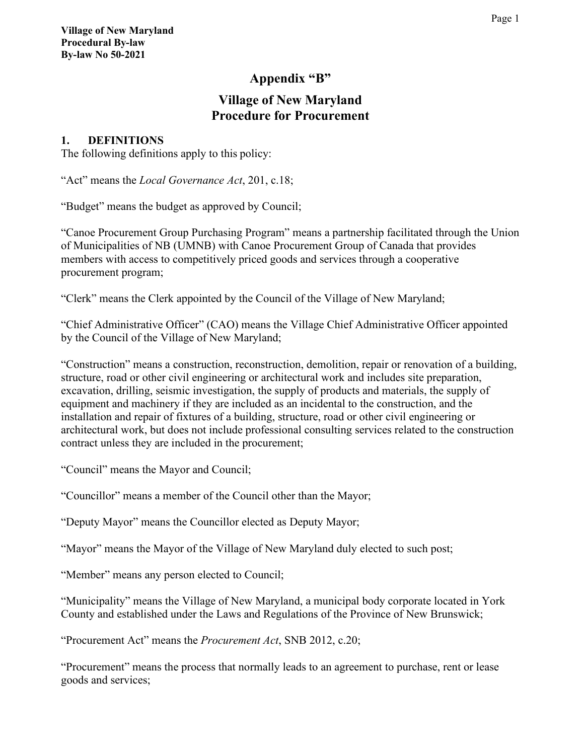# Appendix "B"

## Village of New Maryland
## Procedure for Procurement

### 1. DEFINITIONS

The following definitions apply to this policy:

"Act" means the *Local Governance Act*, 201, c.18;

"Budget" means the budget as approved by Council;

"Canoe Procurement Group Purchasing Program" means a partnership facilitated through the Union of Municipalities of NB (UMNB) with Canoe Procurement Group of Canada that provides members with access to competitively priced goods and services through a cooperative procurement program;

"Clerk" means the Clerk appointed by the Council of the Village of New Maryland;

"Chief Administrative Officer" (CAO) means the Village Chief Administrative Officer appointed by the Council of the Village of New Maryland;

"Construction" means a construction, reconstruction, demolition, repair or renovation of a building, structure, road or other civil engineering or architectural work and includes site preparation, excavation, drilling, seismic investigation, the supply of products and materials, the supply of equipment and machinery if they are included as an incidental to the construction, and the installation and repair of fixtures of a building, structure, road or other civil engineering or architectural work, but does not include professional consulting services related to the construction contract unless they are included in the procurement;

"Council" means the Mayor and Council;

"Councillor" means a member of the Council other than the Mayor;

"Deputy Mayor" means the Councillor elected as Deputy Mayor;

"Mayor" means the Mayor of the Village of New Maryland duly elected to such post;

"Member" means any person elected to Council;

"Municipality" means the Village of New Maryland, a municipal body corporate located in York County and established under the Laws and Regulations of the Province of New Brunswick;

"Procurement Act" means the *Procurement Act*, SNB 2012, c.20;

"Procurement" means the process that normally leads to an agreement to purchase, rent or lease goods and services;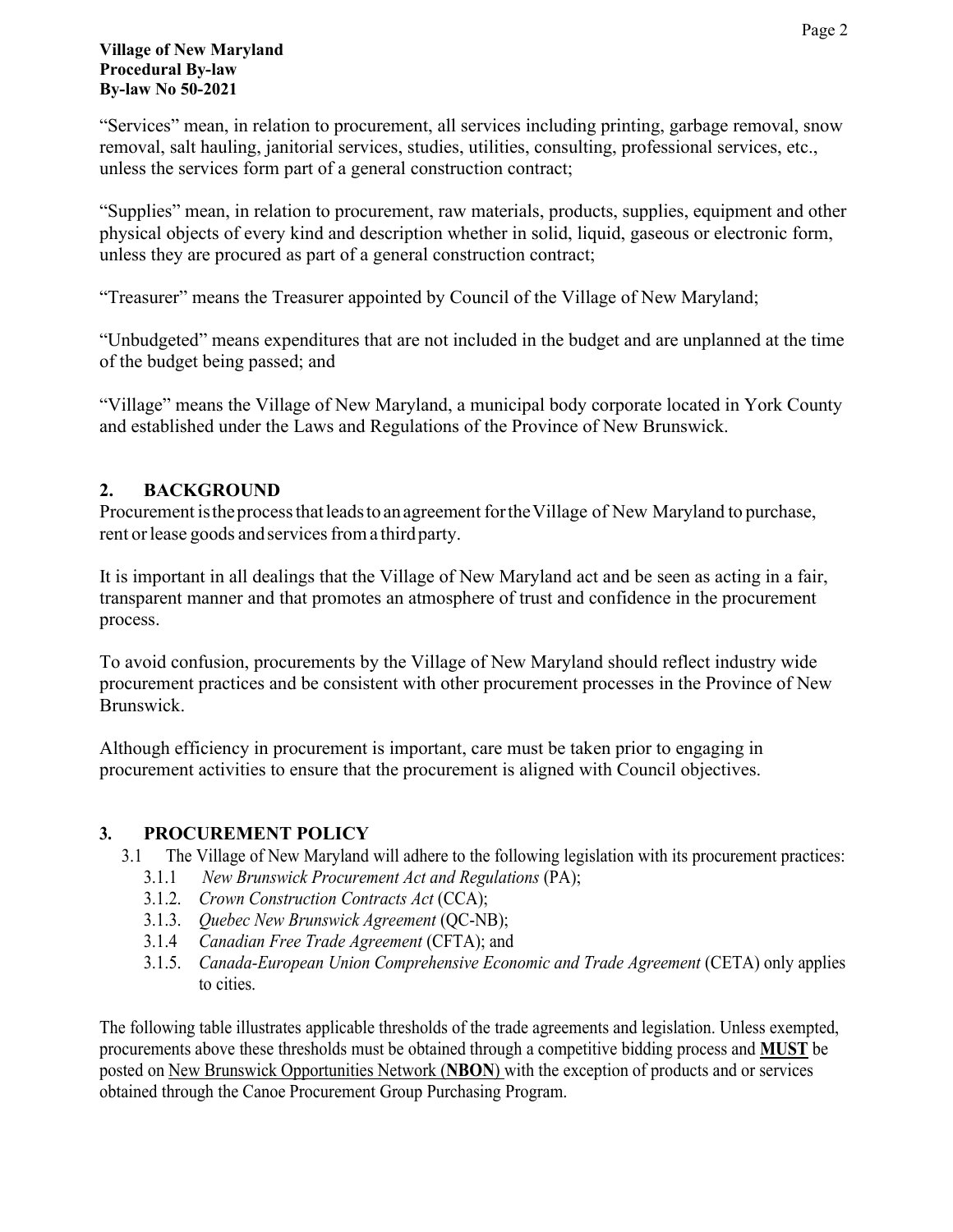"Services" mean, in relation to procurement, all services including printing, garbage removal, snow removal, salt hauling, janitorial services, studies, utilities, consulting, professional services, etc., unless the services form part of a general construction contract;

"Supplies" mean, in relation to procurement, raw materials, products, supplies, equipment and other physical objects of every kind and description whether in solid, liquid, gaseous or electronic form, unless they are procured as part of a general construction contract;

"Treasurer" means the Treasurer appointed by Council of the Village of New Maryland;

"Unbudgeted" means expenditures that are not included in the budget and are unplanned at the time of the budget being passed; and

"Village" means the Village of New Maryland, a municipal body corporate located in York County and established under the Laws and Regulations of the Province of New Brunswick.

## 2. BACKGROUND

Procurement is the process that leads to an agreement for the Village of New Maryland to purchase, rent or lease goods and services from a third party.

It is important in all dealings that the Village of New Maryland act and be seen as acting in a fair, transparent manner and that promotes an atmosphere of trust and confidence in the procurement process.

To avoid confusion, procurements by the Village of New Maryland should reflect industry wide procurement practices and be consistent with other procurement processes in the Province of New Brunswick.

Although efficiency in procurement is important, care must be taken prior to engaging in procurement activities to ensure that the procurement is aligned with Council objectives.

## 3. PROCUREMENT POLICY

3.1 The Village of New Maryland will adhere to the following legislation with its procurement practices:

- 3.1.1 *New Brunswick Procurement Act and Regulations* (PA);
- 3.1.2. *Crown Construction Contracts Act* (CCA);
- 3.1.3. *Quebec New Brunswick Agreement* (QC-NB);
- 3.1.4 *Canadian Free Trade Agreement* (CFTA); and
- 3.1.5. *Canada-European Union Comprehensive Economic and Trade Agreement* (CETA) only applies to cities.

The following table illustrates applicable thresholds of the trade agreements and legislation. Unless exempted, procurements above these thresholds must be obtained through a competitive bidding process and **MUST** be posted on New Brunswick Opportunities Network (**NBON**) with the exception of products and or services obtained through the Canoe Procurement Group Purchasing Program.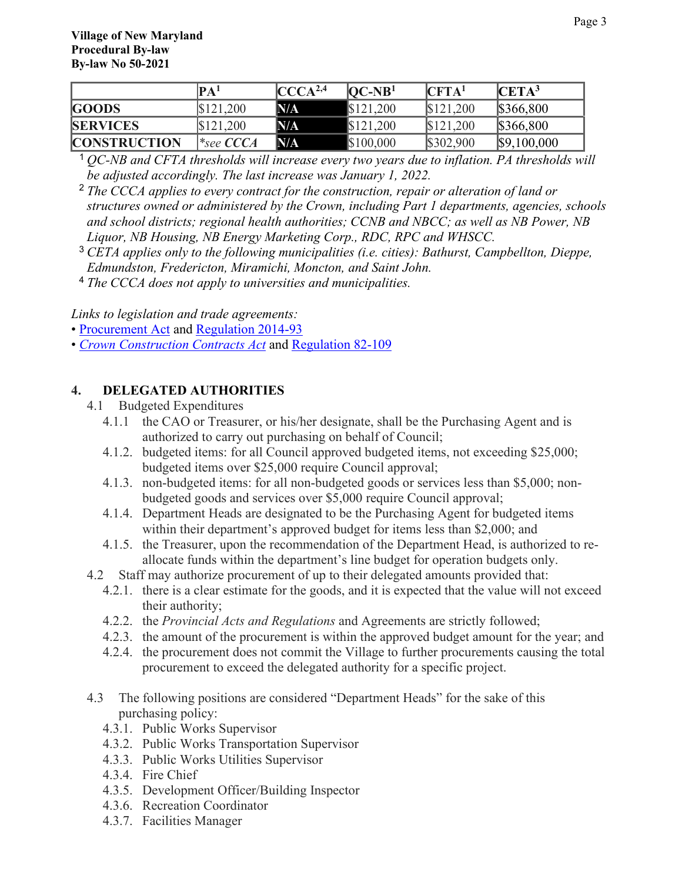|  | PA[1] | CCCA[2,4] | QC-NB[1] | CFTA[1] | CETA[3] |
|---|---|---|---|---|---|
| **GOODS** | $121,200 | N/A | $121,200 | $121,200 | $366,800 |
| **SERVICES** | $121,200 | N/A | $121,200 | $121,200 | $366,800 |
| **CONSTRUCTION** | **see CCCA* | N/A | $100,000 | $302,900 | $9,100,000 |

[1] *QC-NB and CFTA thresholds will increase every two years due to inflation. PA thresholds will be adjusted accordingly. The last increase was January 1, 2022.*

[2] *The CCCA applies to every contract for the construction, repair or alteration of land or structures owned or administered by the Crown, including Part 1 departments, agencies, schools and school districts; regional health authorities; CCNB and NBCC; as well as NB Power, NB Liquor, NB Housing, NB Energy Marketing Corp., RDC, RPC and WHSCC.*

[3] *CETA applies only to the following municipalities (i.e. cities): Bathurst, Campbellton, Dieppe, Edmundston, Fredericton, Miramichi, Moncton, and Saint John.*

[4] *The CCCA does not apply to universities and municipalities.*

*Links to legislation and trade agreements:*

- Procurement Act and Regulation 2014-93
- *Crown Construction Contracts Act* and Regulation 82-109

## 4. DELEGATED AUTHORITIES

4.1 Budgeted Expenditures

4.1.1 the CAO or Treasurer, or his/her designate, shall be the Purchasing Agent and is authorized to carry out purchasing on behalf of Council;

4.1.2. budgeted items: for all Council approved budgeted items, not exceeding $25,000; budgeted items over $25,000 require Council approval;

4.1.3. non-budgeted items: for all non-budgeted goods or services less than $5,000; non-budgeted goods and services over $5,000 require Council approval;

4.1.4. Department Heads are designated to be the Purchasing Agent for budgeted items within their department's approved budget for items less than $2,000; and

4.1.5. the Treasurer, upon the recommendation of the Department Head, is authorized to re-allocate funds within the department's line budget for operation budgets only.

4.2 Staff may authorize procurement of up to their delegated amounts provided that:

4.2.1. there is a clear estimate for the goods, and it is expected that the value will not exceed their authority;

4.2.2. the *Provincial Acts and Regulations* and Agreements are strictly followed;

4.2.3. the amount of the procurement is within the approved budget amount for the year; and

4.2.4. the procurement does not commit the Village to further procurements causing the total procurement to exceed the delegated authority for a specific project.

4.3 The following positions are considered "Department Heads" for the sake of this purchasing policy:

4.3.1. Public Works Supervisor

4.3.2. Public Works Transportation Supervisor

4.3.3. Public Works Utilities Supervisor

4.3.4. Fire Chief

4.3.5. Development Officer/Building Inspector

4.3.6. Recreation Coordinator

4.3.7. Facilities Manager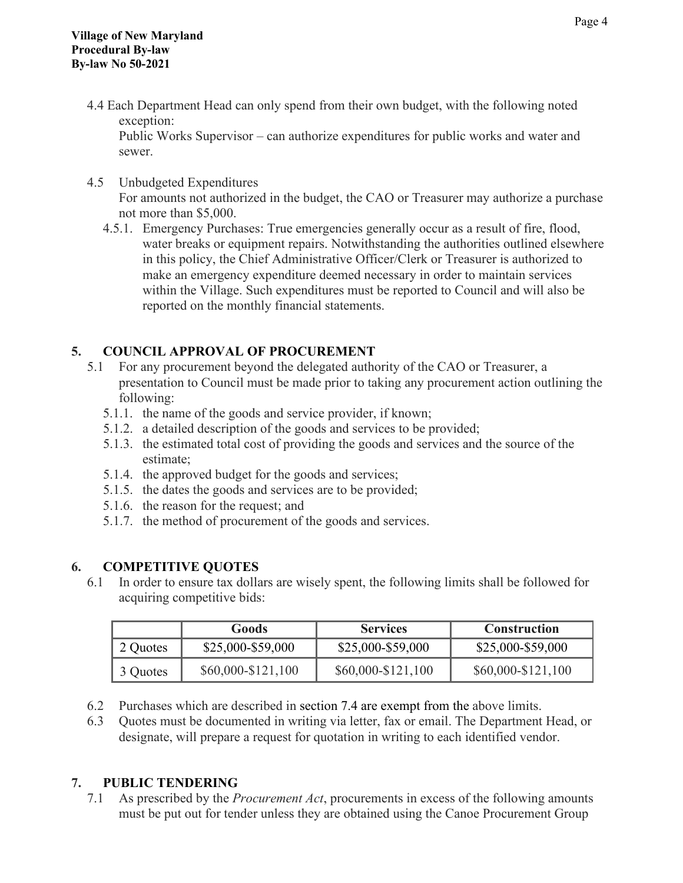4.4 Each Department Head can only spend from their own budget, with the following noted exception:
Public Works Supervisor – can authorize expenditures for public works and water and sewer.

4.5 Unbudgeted Expenditures
For amounts not authorized in the budget, the CAO or Treasurer may authorize a purchase not more than $5,000.

4.5.1. Emergency Purchases: True emergencies generally occur as a result of fire, flood, water breaks or equipment repairs. Notwithstanding the authorities outlined elsewhere in this policy, the Chief Administrative Officer/Clerk or Treasurer is authorized to make an emergency expenditure deemed necessary in order to maintain services within the Village. Such expenditures must be reported to Council and will also be reported on the monthly financial statements.

## 5. COUNCIL APPROVAL OF PROCUREMENT

5.1 For any procurement beyond the delegated authority of the CAO or Treasurer, a presentation to Council must be made prior to taking any procurement action outlining the following:

5.1.1. the name of the goods and service provider, if known;
5.1.2. a detailed description of the goods and services to be provided;
5.1.3. the estimated total cost of providing the goods and services and the source of the estimate;
5.1.4. the approved budget for the goods and services;
5.1.5. the dates the goods and services are to be provided;
5.1.6. the reason for the request; and
5.1.7. the method of procurement of the goods and services.

## 6. COMPETITIVE QUOTES

6.1 In order to ensure tax dollars are wisely spent, the following limits shall be followed for acquiring competitive bids:

| | Goods | Services | Construction |
|---|---|---|---|
| 2 Quotes | $25,000-$59,000 | $25,000-$59,000 | $25,000-$59,000 |
| 3 Quotes | $60,000-$121,100 | $60,000-$121,100 | $60,000-$121,100 |

6.2 Purchases which are described in section 7.4 are exempt from the above limits.

6.3 Quotes must be documented in writing via letter, fax or email. The Department Head, or designate, will prepare a request for quotation in writing to each identified vendor.

## 7. PUBLIC TENDERING

7.1 As prescribed by the *Procurement Act*, procurements in excess of the following amounts must be put out for tender unless they are obtained using the Canoe Procurement Group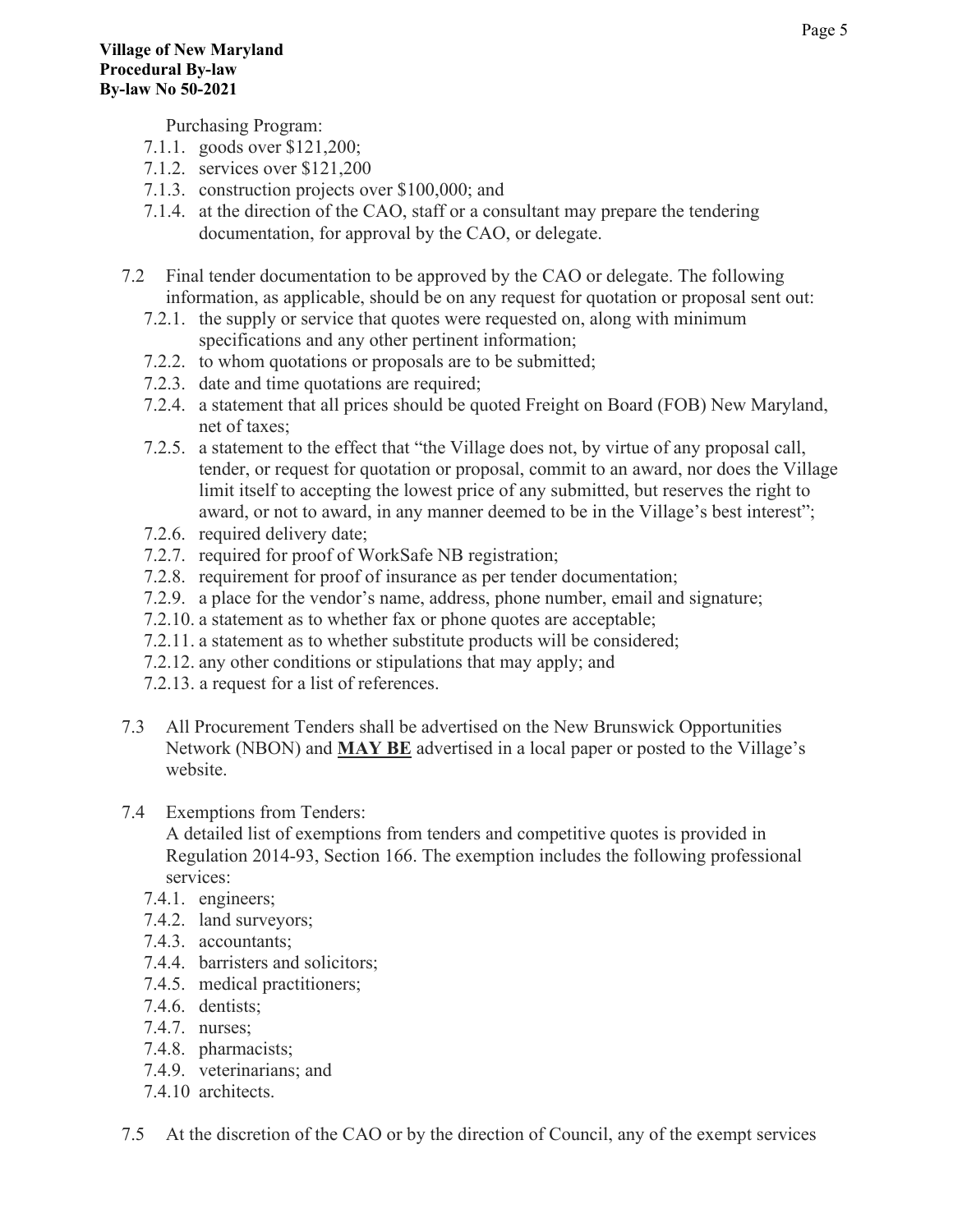Purchasing Program:

- 7.1.1. goods over $121,200;
- 7.1.2. services over $121,200
- 7.1.3. construction projects over $100,000; and
- 7.1.4. at the direction of the CAO, staff or a consultant may prepare the tendering documentation, for approval by the CAO, or delegate.

7.2 Final tender documentation to be approved by the CAO or delegate. The following information, as applicable, should be on any request for quotation or proposal sent out:

- 7.2.1. the supply or service that quotes were requested on, along with minimum specifications and any other pertinent information;
- 7.2.2. to whom quotations or proposals are to be submitted;
- 7.2.3. date and time quotations are required;
- 7.2.4. a statement that all prices should be quoted Freight on Board (FOB) New Maryland, net of taxes;
- 7.2.5. a statement to the effect that "the Village does not, by virtue of any proposal call, tender, or request for quotation or proposal, commit to an award, nor does the Village limit itself to accepting the lowest price of any submitted, but reserves the right to award, or not to award, in any manner deemed to be in the Village's best interest";
- 7.2.6. required delivery date;
- 7.2.7. required for proof of WorkSafe NB registration;
- 7.2.8. requirement for proof of insurance as per tender documentation;
- 7.2.9. a place for the vendor's name, address, phone number, email and signature;
- 7.2.10. a statement as to whether fax or phone quotes are acceptable;
- 7.2.11. a statement as to whether substitute products will be considered;
- 7.2.12. any other conditions or stipulations that may apply; and
- 7.2.13. a request for a list of references.

7.3 All Procurement Tenders shall be advertised on the New Brunswick Opportunities Network (NBON) and **MAY BE** advertised in a local paper or posted to the Village's website.

7.4 Exemptions from Tenders:
A detailed list of exemptions from tenders and competitive quotes is provided in Regulation 2014-93, Section 166. The exemption includes the following professional services:

- 7.4.1. engineers;
- 7.4.2. land surveyors;
- 7.4.3. accountants;
- 7.4.4. barristers and solicitors;
- 7.4.5. medical practitioners;
- 7.4.6. dentists;
- 7.4.7. nurses;
- 7.4.8. pharmacists;
- 7.4.9. veterinarians; and
- 7.4.10 architects.

7.5 At the discretion of the CAO or by the direction of Council, any of the exempt services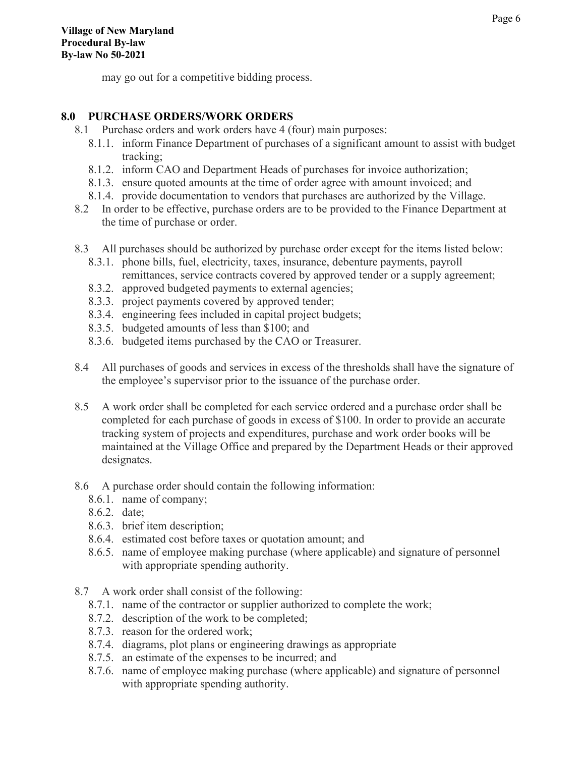may go out for a competitive bidding process.

## 8.0 PURCHASE ORDERS/WORK ORDERS

8.1 Purchase orders and work orders have 4 (four) main purposes:

- 8.1.1. inform Finance Department of purchases of a significant amount to assist with budget tracking;
- 8.1.2. inform CAO and Department Heads of purchases for invoice authorization;
- 8.1.3. ensure quoted amounts at the time of order agree with amount invoiced; and
- 8.1.4. provide documentation to vendors that purchases are authorized by the Village.

8.2 In order to be effective, purchase orders are to be provided to the Finance Department at the time of purchase or order.

8.3 All purchases should be authorized by purchase order except for the items listed below:

- 8.3.1. phone bills, fuel, electricity, taxes, insurance, debenture payments, payroll remittances, service contracts covered by approved tender or a supply agreement;
- 8.3.2. approved budgeted payments to external agencies;
- 8.3.3. project payments covered by approved tender;
- 8.3.4. engineering fees included in capital project budgets;
- 8.3.5. budgeted amounts of less than $100; and
- 8.3.6. budgeted items purchased by the CAO or Treasurer.

8.4 All purchases of goods and services in excess of the thresholds shall have the signature of the employee's supervisor prior to the issuance of the purchase order.

8.5 A work order shall be completed for each service ordered and a purchase order shall be completed for each purchase of goods in excess of $100. In order to provide an accurate tracking system of projects and expenditures, purchase and work order books will be maintained at the Village Office and prepared by the Department Heads or their approved designates.

8.6 A purchase order should contain the following information:

- 8.6.1. name of company;
- 8.6.2. date;
- 8.6.3. brief item description;
- 8.6.4. estimated cost before taxes or quotation amount; and
- 8.6.5. name of employee making purchase (where applicable) and signature of personnel with appropriate spending authority.

8.7 A work order shall consist of the following:

- 8.7.1. name of the contractor or supplier authorized to complete the work;
- 8.7.2. description of the work to be completed;
- 8.7.3. reason for the ordered work;
- 8.7.4. diagrams, plot plans or engineering drawings as appropriate
- 8.7.5. an estimate of the expenses to be incurred; and
- 8.7.6. name of employee making purchase (where applicable) and signature of personnel with appropriate spending authority.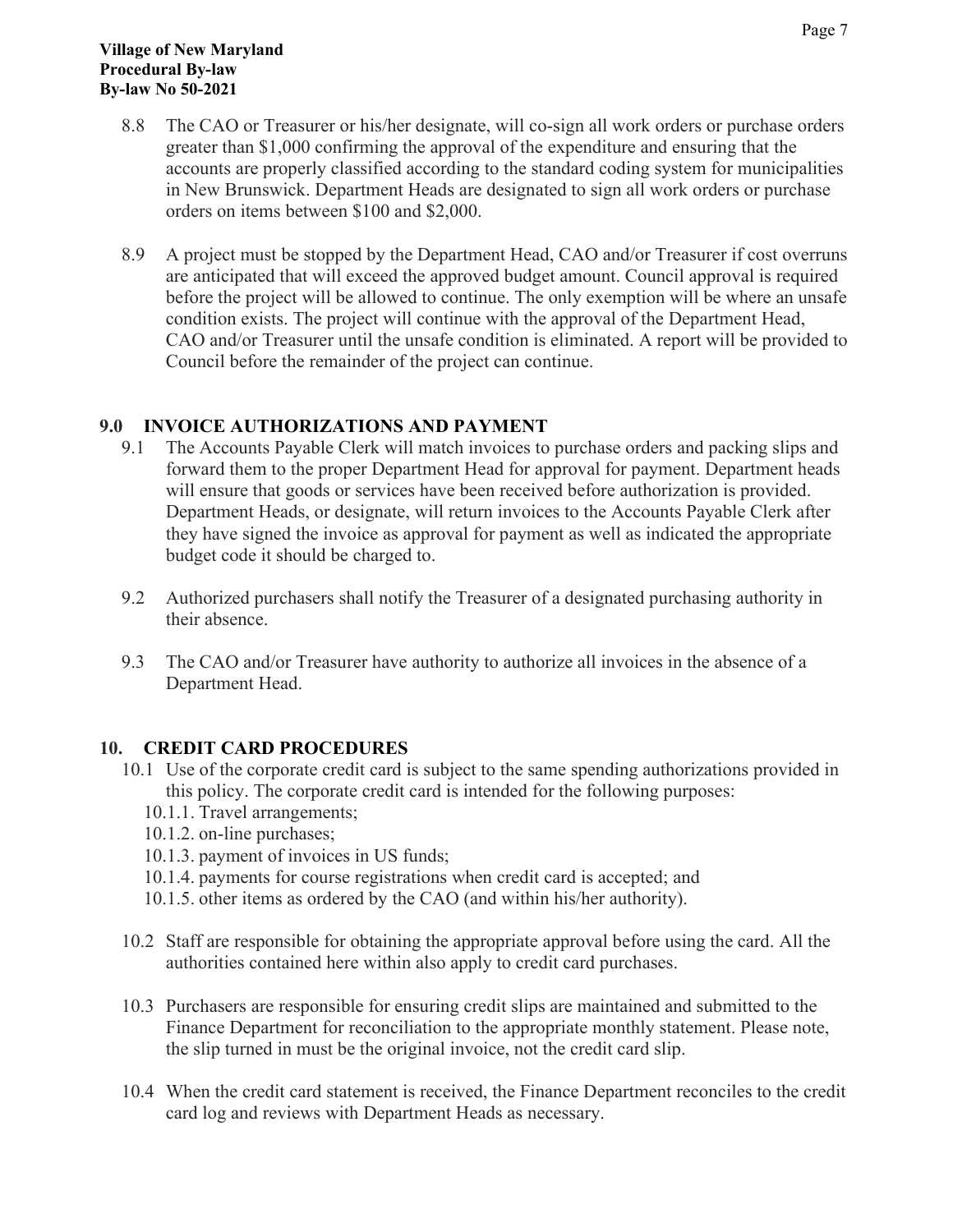8.8 The CAO or Treasurer or his/her designate, will co-sign all work orders or purchase orders greater than $1,000 confirming the approval of the expenditure and ensuring that the accounts are properly classified according to the standard coding system for municipalities in New Brunswick. Department Heads are designated to sign all work orders or purchase orders on items between $100 and $2,000.

8.9 A project must be stopped by the Department Head, CAO and/or Treasurer if cost overruns are anticipated that will exceed the approved budget amount. Council approval is required before the project will be allowed to continue. The only exemption will be where an unsafe condition exists. The project will continue with the approval of the Department Head, CAO and/or Treasurer until the unsafe condition is eliminated. A report will be provided to Council before the remainder of the project can continue.

## 9.0 INVOICE AUTHORIZATIONS AND PAYMENT

9.1 The Accounts Payable Clerk will match invoices to purchase orders and packing slips and forward them to the proper Department Head for approval for payment. Department heads will ensure that goods or services have been received before authorization is provided. Department Heads, or designate, will return invoices to the Accounts Payable Clerk after they have signed the invoice as approval for payment as well as indicated the appropriate budget code it should be charged to.

9.2 Authorized purchasers shall notify the Treasurer of a designated purchasing authority in their absence.

9.3 The CAO and/or Treasurer have authority to authorize all invoices in the absence of a Department Head.

## 10. CREDIT CARD PROCEDURES

10.1 Use of the corporate credit card is subject to the same spending authorizations provided in this policy. The corporate credit card is intended for the following purposes:

- 10.1.1. Travel arrangements;
- 10.1.2. on-line purchases;
- 10.1.3. payment of invoices in US funds;
- 10.1.4. payments for course registrations when credit card is accepted; and
- 10.1.5. other items as ordered by the CAO (and within his/her authority).

10.2 Staff are responsible for obtaining the appropriate approval before using the card. All the authorities contained here within also apply to credit card purchases.

10.3 Purchasers are responsible for ensuring credit slips are maintained and submitted to the Finance Department for reconciliation to the appropriate monthly statement. Please note, the slip turned in must be the original invoice, not the credit card slip.

10.4 When the credit card statement is received, the Finance Department reconciles to the credit card log and reviews with Department Heads as necessary.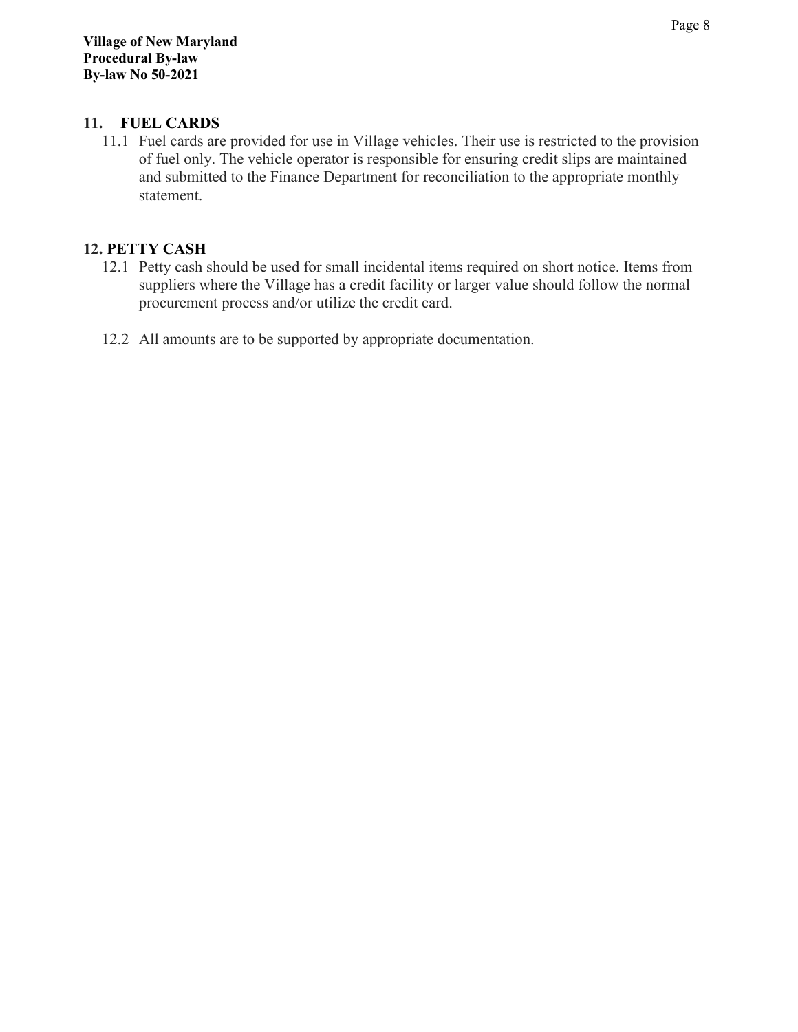## 11. FUEL CARDS

11.1 Fuel cards are provided for use in Village vehicles. Their use is restricted to the provision of fuel only. The vehicle operator is responsible for ensuring credit slips are maintained and submitted to the Finance Department for reconciliation to the appropriate monthly statement.

## 12. PETTY CASH

12.1 Petty cash should be used for small incidental items required on short notice. Items from suppliers where the Village has a credit facility or larger value should follow the normal procurement process and/or utilize the credit card.

12.2 All amounts are to be supported by appropriate documentation.